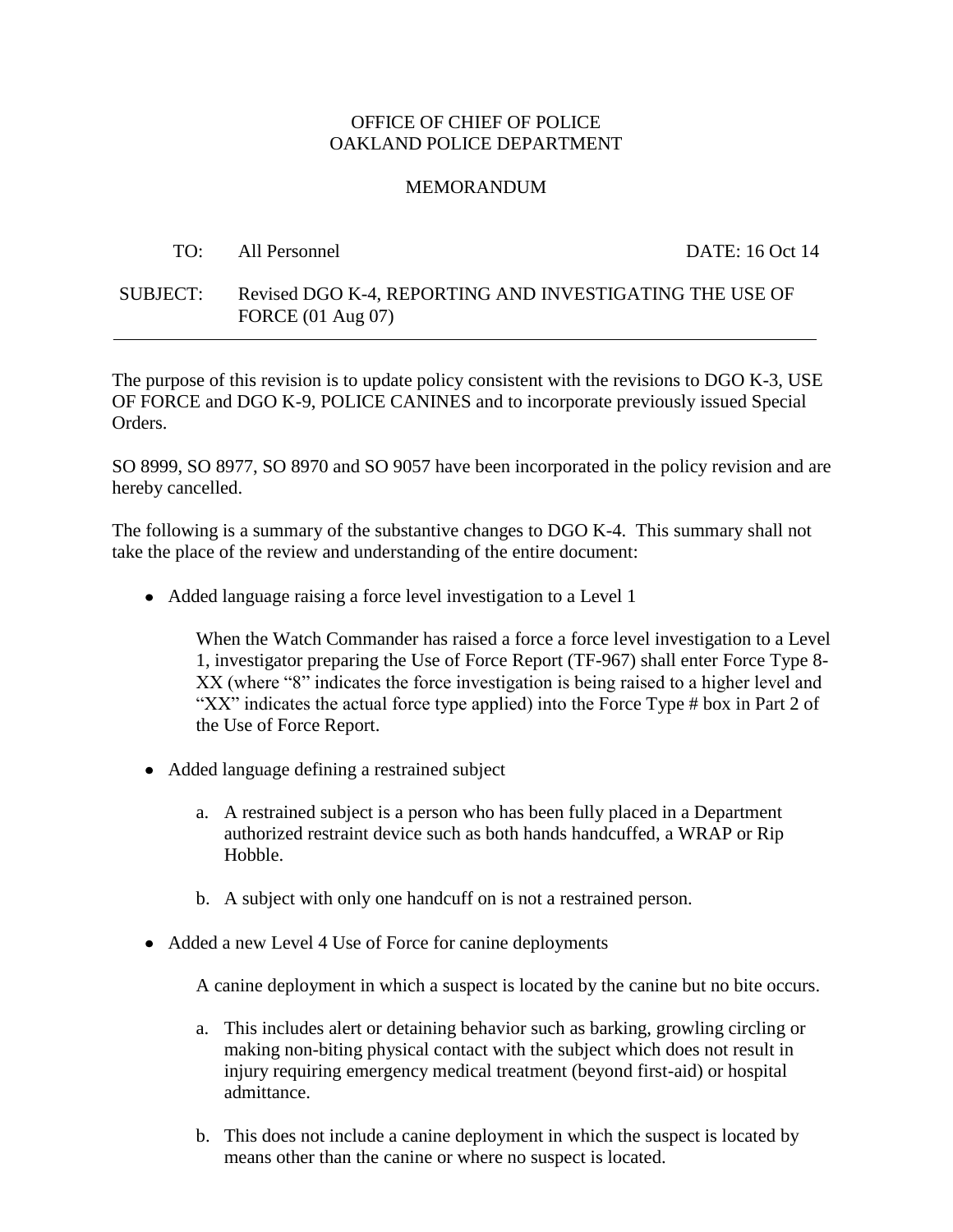OFFICE OF CHIEF OF POLICE
OAKLAND POLICE DEPARTMENT

MEMORANDUM

TO: All Personnel DATE: 16 Oct 14

SUBJECT: Revised DGO K-4, REPORTING AND INVESTIGATING THE USE OF FORCE (01 Aug 07)

---

The purpose of this revision is to update policy consistent with the revisions to DGO K-3, USE OF FORCE and DGO K-9, POLICE CANINES and to incorporate previously issued Special Orders.

SO 8999, SO 8977, SO 8970 and SO 9057 have been incorporated in the policy revision and are hereby cancelled.

The following is a summary of the substantive changes to DGO K-4. This summary shall not take the place of the review and understanding of the entire document:

- Added language raising a force level investigation to a Level 1

  When the Watch Commander has raised a force a force level investigation to a Level 1, investigator preparing the Use of Force Report (TF-967) shall enter Force Type 8-XX (where "8" indicates the force investigation is being raised to a higher level and "XX" indicates the actual force type applied) into the Force Type # box in Part 2 of the Use of Force Report.

- Added language defining a restrained subject

  a. A restrained subject is a person who has been fully placed in a Department authorized restraint device such as both hands handcuffed, a WRAP or Rip Hobble.

  b. A subject with only one handcuff on is not a restrained person.

- Added a new Level 4 Use of Force for canine deployments

  A canine deployment in which a suspect is located by the canine but no bite occurs.

  a. This includes alert or detaining behavior such as barking, growling circling or making non-biting physical contact with the subject which does not result in injury requiring emergency medical treatment (beyond first-aid) or hospital admittance.

  b. This does not include a canine deployment in which the suspect is located by means other than the canine or where no suspect is located.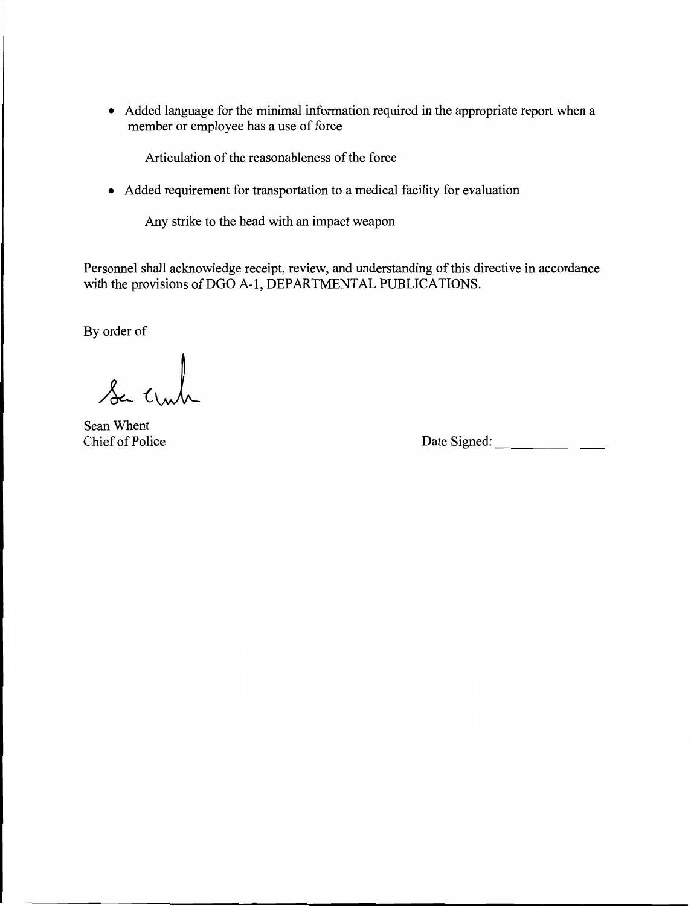- Added language for the minimal information required in the appropriate report when a member or employee has a use of force

  Articulation of the reasonableness of the force

- Added requirement for transportation to a medical facility for evaluation

  Any strike to the head with an impact weapon

Personnel shall acknowledge receipt, review, and understanding of this directive in accordance with the provisions of DGO A-1, DEPARTMENTAL PUBLICATIONS.

By order of

Sean Whent
Chief of Police

Date Signed: ______________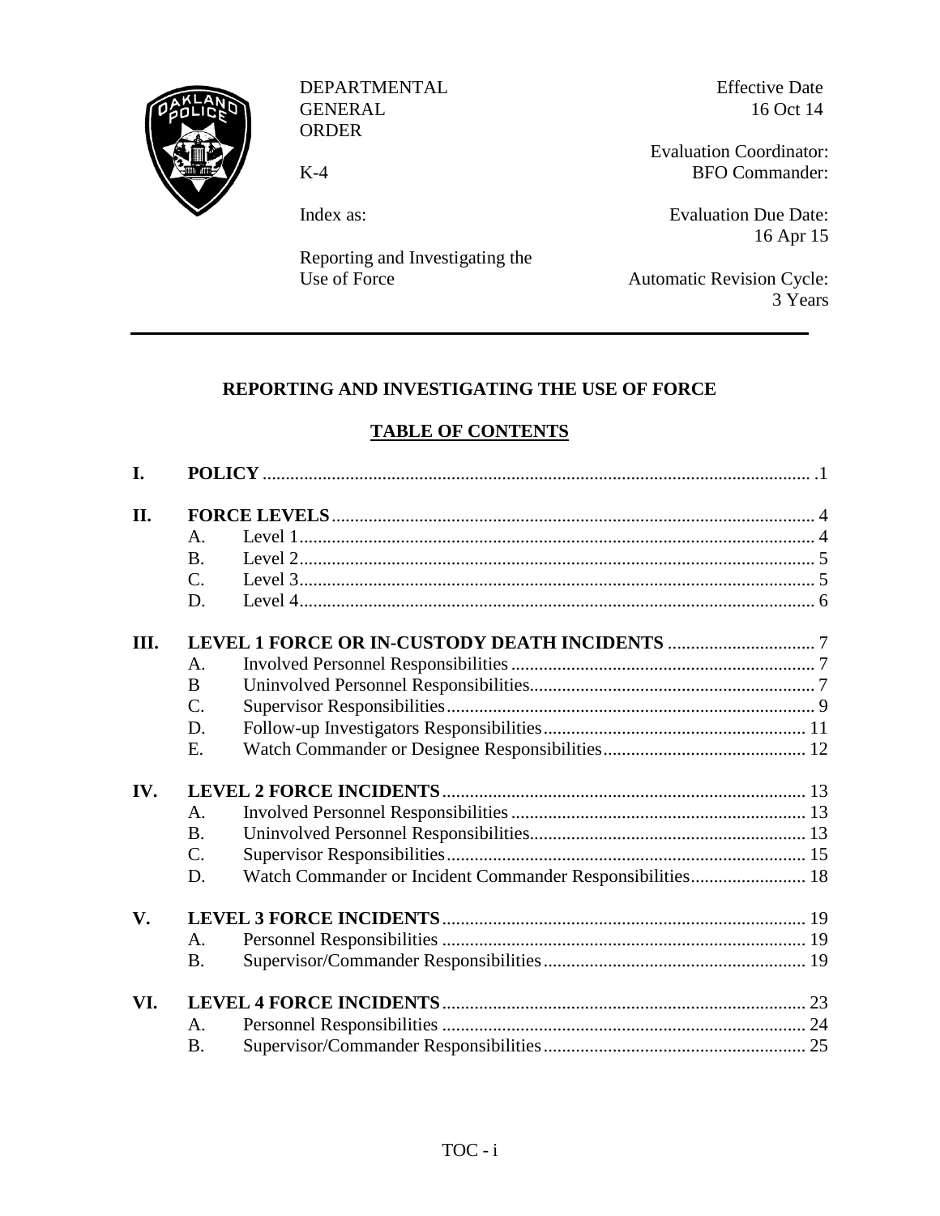DEPARTMENTAL GENERAL ORDER

K-4

Index as:

Reporting and Investigating the Use of Force

Effective Date 16 Oct 14

Evaluation Coordinator: BFO Commander:

Evaluation Due Date: 16 Apr 15

Automatic Revision Cycle: 3 Years

---

## REPORTING AND INVESTIGATING THE USE OF FORCE

## TABLE OF CONTENTS

| | | | |
|---|---|---|---|
| **I.** | **POLICY** | | .1 |
| **II.** | **FORCE LEVELS** | | 4 |
| | A. | Level 1 | 4 |
| | B. | Level 2 | 5 |
| | C. | Level 3 | 5 |
| | D. | Level 4 | 6 |
| **III.** | **LEVEL 1 FORCE OR IN-CUSTODY DEATH INCIDENTS** | | 7 |
| | A. | Involved Personnel Responsibilities | 7 |
| | B | Uninvolved Personnel Responsibilities | 7 |
| | C. | Supervisor Responsibilities | 9 |
| | D. | Follow-up Investigators Responsibilities | 11 |
| | E. | Watch Commander or Designee Responsibilities | 12 |
| **IV.** | **LEVEL 2 FORCE INCIDENTS** | | 13 |
| | A. | Involved Personnel Responsibilities | 13 |
| | B. | Uninvolved Personnel Responsibilities | 13 |
| | C. | Supervisor Responsibilities | 15 |
| | D. | Watch Commander or Incident Commander Responsibilities | 18 |
| **V.** | **LEVEL 3 FORCE INCIDENTS** | | 19 |
| | A. | Personnel Responsibilities | 19 |
| | B. | Supervisor/Commander Responsibilities | 19 |
| **VI.** | **LEVEL 4 FORCE INCIDENTS** | | 23 |
| | A. | Personnel Responsibilities | 24 |
| | B. | Supervisor/Commander Responsibilities | 25 |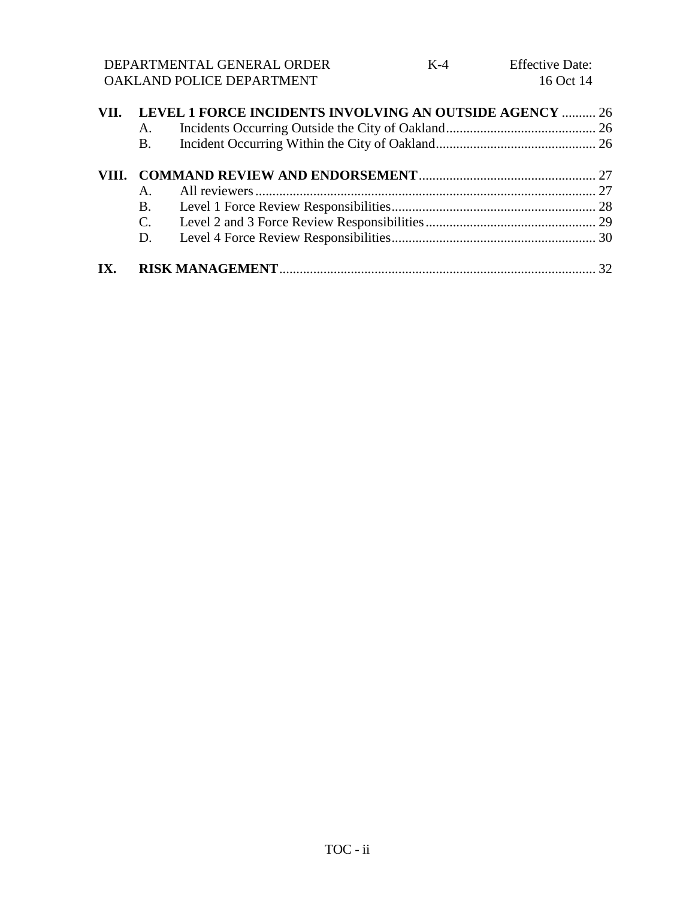**VII. LEVEL 1 FORCE INCIDENTS INVOLVING AN OUTSIDE AGENCY** .......... 26

A. Incidents Occurring Outside the City of Oakland............................................ 26

B. Incident Occurring Within the City of Oakland............................................... 26

**VIII. COMMAND REVIEW AND ENDORSEMENT**.................................................... 27

A. All reviewers.................................................................................................... 27

B. Level 1 Force Review Responsibilities............................................................ 28

C. Level 2 and 3 Force Review Responsibilities.................................................. 29

D. Level 4 Force Review Responsibilities............................................................ 30

**IX. RISK MANAGEMENT**............................................................................................ 32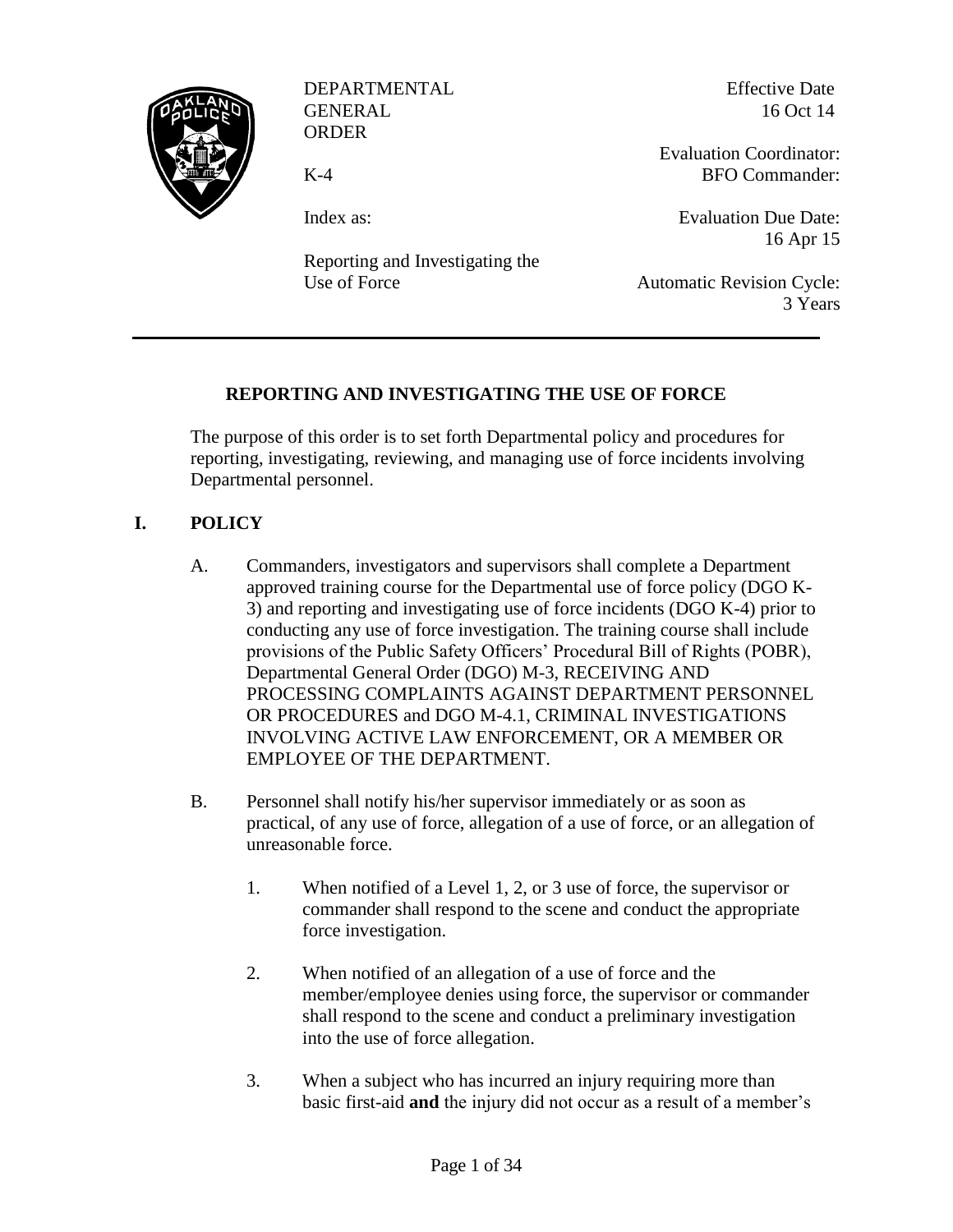DEPARTMENTAL GENERAL ORDER

K-4

Index as:

Reporting and Investigating the Use of Force

Effective Date 16 Oct 14

Evaluation Coordinator: BFO Commander:

Evaluation Due Date: 16 Apr 15

Automatic Revision Cycle: 3 Years

---

# REPORTING AND INVESTIGATING THE USE OF FORCE

The purpose of this order is to set forth Departmental policy and procedures for reporting, investigating, reviewing, and managing use of force incidents involving Departmental personnel.

## I. POLICY

A. Commanders, investigators and supervisors shall complete a Department approved training course for the Departmental use of force policy (DGO K-3) and reporting and investigating use of force incidents (DGO K-4) prior to conducting any use of force investigation. The training course shall include provisions of the Public Safety Officers' Procedural Bill of Rights (POBR), Departmental General Order (DGO) M-3, RECEIVING AND PROCESSING COMPLAINTS AGAINST DEPARTMENT PERSONNEL OR PROCEDURES and DGO M-4.1, CRIMINAL INVESTIGATIONS INVOLVING ACTIVE LAW ENFORCEMENT, OR A MEMBER OR EMPLOYEE OF THE DEPARTMENT.

B. Personnel shall notify his/her supervisor immediately or as soon as practical, of any use of force, allegation of a use of force, or an allegation of unreasonable force.

   1. When notified of a Level 1, 2, or 3 use of force, the supervisor or commander shall respond to the scene and conduct the appropriate force investigation.

   2. When notified of an allegation of a use of force and the member/employee denies using force, the supervisor or commander shall respond to the scene and conduct a preliminary investigation into the use of force allegation.

   3. When a subject who has incurred an injury requiring more than basic first-aid **and** the injury did not occur as a result of a member's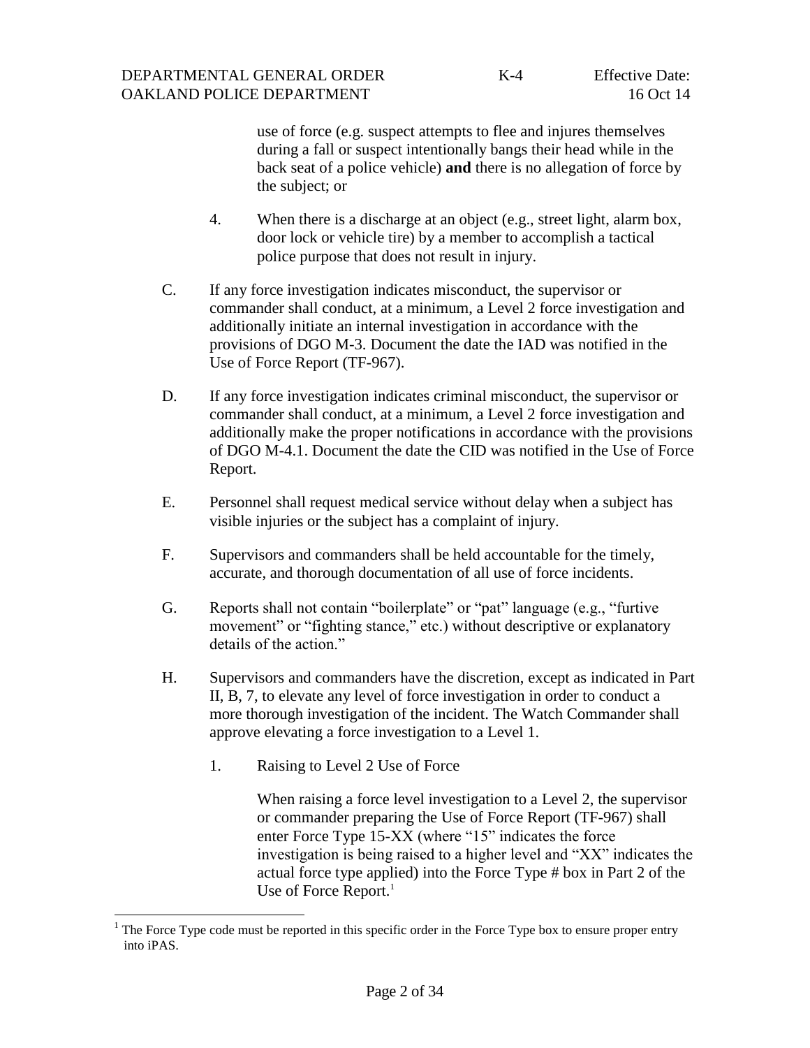use of force (e.g. suspect attempts to flee and injures themselves during a fall or suspect intentionally bangs their head while in the back seat of a police vehicle) **and** there is no allegation of force by the subject; or

4. When there is a discharge at an object (e.g., street light, alarm box, door lock or vehicle tire) by a member to accomplish a tactical police purpose that does not result in injury.

C. If any force investigation indicates misconduct, the supervisor or commander shall conduct, at a minimum, a Level 2 force investigation and additionally initiate an internal investigation in accordance with the provisions of DGO M-3. Document the date the IAD was notified in the Use of Force Report (TF-967).

D. If any force investigation indicates criminal misconduct, the supervisor or commander shall conduct, at a minimum, a Level 2 force investigation and additionally make the proper notifications in accordance with the provisions of DGO M-4.1. Document the date the CID was notified in the Use of Force Report.

E. Personnel shall request medical service without delay when a subject has visible injuries or the subject has a complaint of injury.

F. Supervisors and commanders shall be held accountable for the timely, accurate, and thorough documentation of all use of force incidents.

G. Reports shall not contain "boilerplate" or "pat" language (e.g., "furtive movement" or "fighting stance," etc.) without descriptive or explanatory details of the action."

H. Supervisors and commanders have the discretion, except as indicated in Part II, B, 7, to elevate any level of force investigation in order to conduct a more thorough investigation of the incident. The Watch Commander shall approve elevating a force investigation to a Level 1.

1. Raising to Level 2 Use of Force

   When raising a force level investigation to a Level 2, the supervisor or commander preparing the Use of Force Report (TF-967) shall enter Force Type 15-XX (where "15" indicates the force investigation is being raised to a higher level and "XX" indicates the actual force type applied) into the Force Type # box in Part 2 of the Use of Force Report.[1]

[1] The Force Type code must be reported in this specific order in the Force Type box to ensure proper entry into iPAS.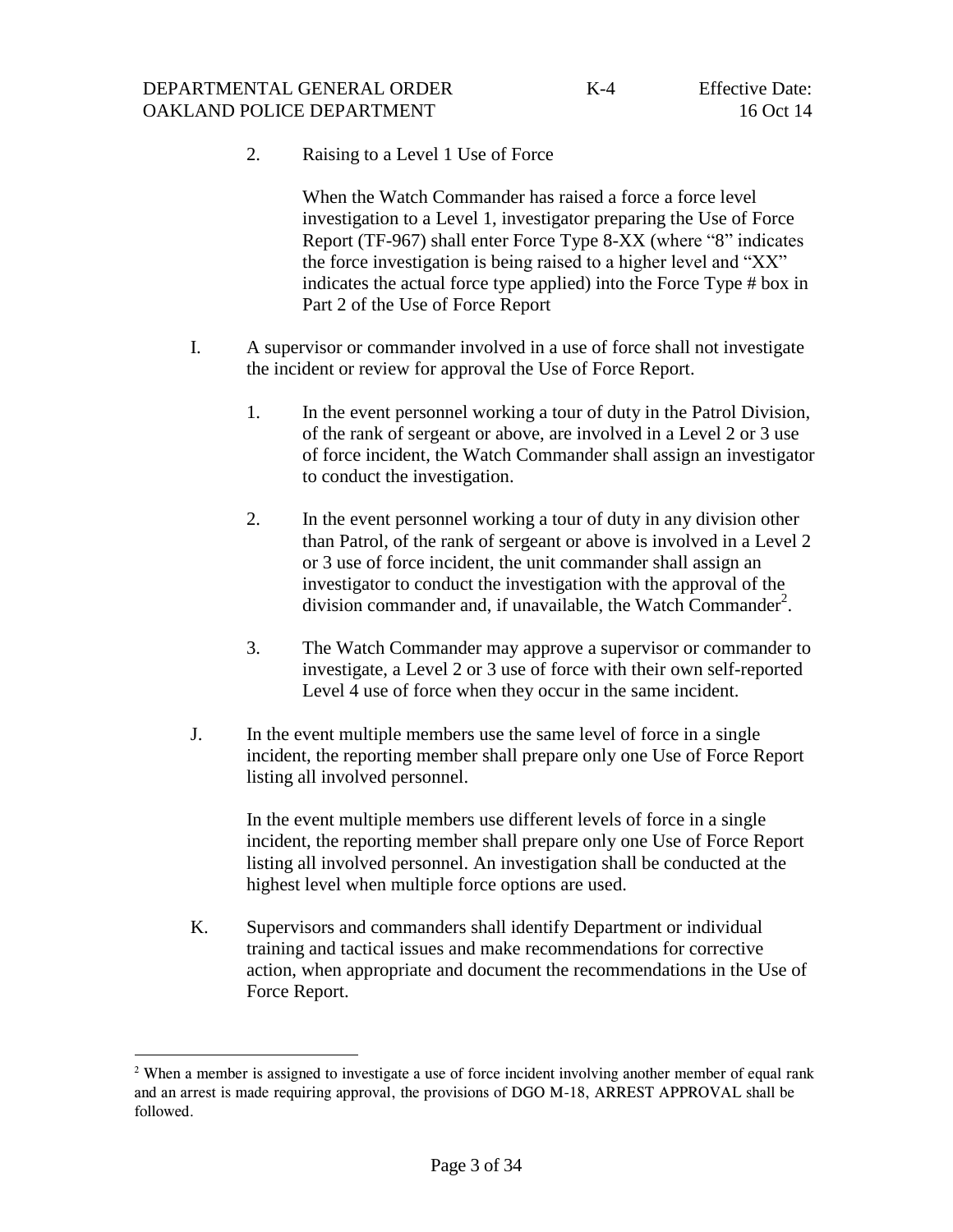2. Raising to a Level 1 Use of Force

   When the Watch Commander has raised a force a force level investigation to a Level 1, investigator preparing the Use of Force Report (TF-967) shall enter Force Type 8-XX (where "8" indicates the force investigation is being raised to a higher level and "XX" indicates the actual force type applied) into the Force Type # box in Part 2 of the Use of Force Report

I. A supervisor or commander involved in a use of force shall not investigate the incident or review for approval the Use of Force Report.

   1. In the event personnel working a tour of duty in the Patrol Division, of the rank of sergeant or above, are involved in a Level 2 or 3 use of force incident, the Watch Commander shall assign an investigator to conduct the investigation.

   2. In the event personnel working a tour of duty in any division other than Patrol, of the rank of sergeant or above is involved in a Level 2 or 3 use of force incident, the unit commander shall assign an investigator to conduct the investigation with the approval of the division commander and, if unavailable, the Watch Commander[2].

   3. The Watch Commander may approve a supervisor or commander to investigate, a Level 2 or 3 use of force with their own self-reported Level 4 use of force when they occur in the same incident.

J. In the event multiple members use the same level of force in a single incident, the reporting member shall prepare only one Use of Force Report listing all involved personnel.

   In the event multiple members use different levels of force in a single incident, the reporting member shall prepare only one Use of Force Report listing all involved personnel. An investigation shall be conducted at the highest level when multiple force options are used.

K. Supervisors and commanders shall identify Department or individual training and tactical issues and make recommendations for corrective action, when appropriate and document the recommendations in the Use of Force Report.

---

[2] When a member is assigned to investigate a use of force incident involving another member of equal rank and an arrest is made requiring approval, the provisions of DGO M-18, ARREST APPROVAL shall be followed.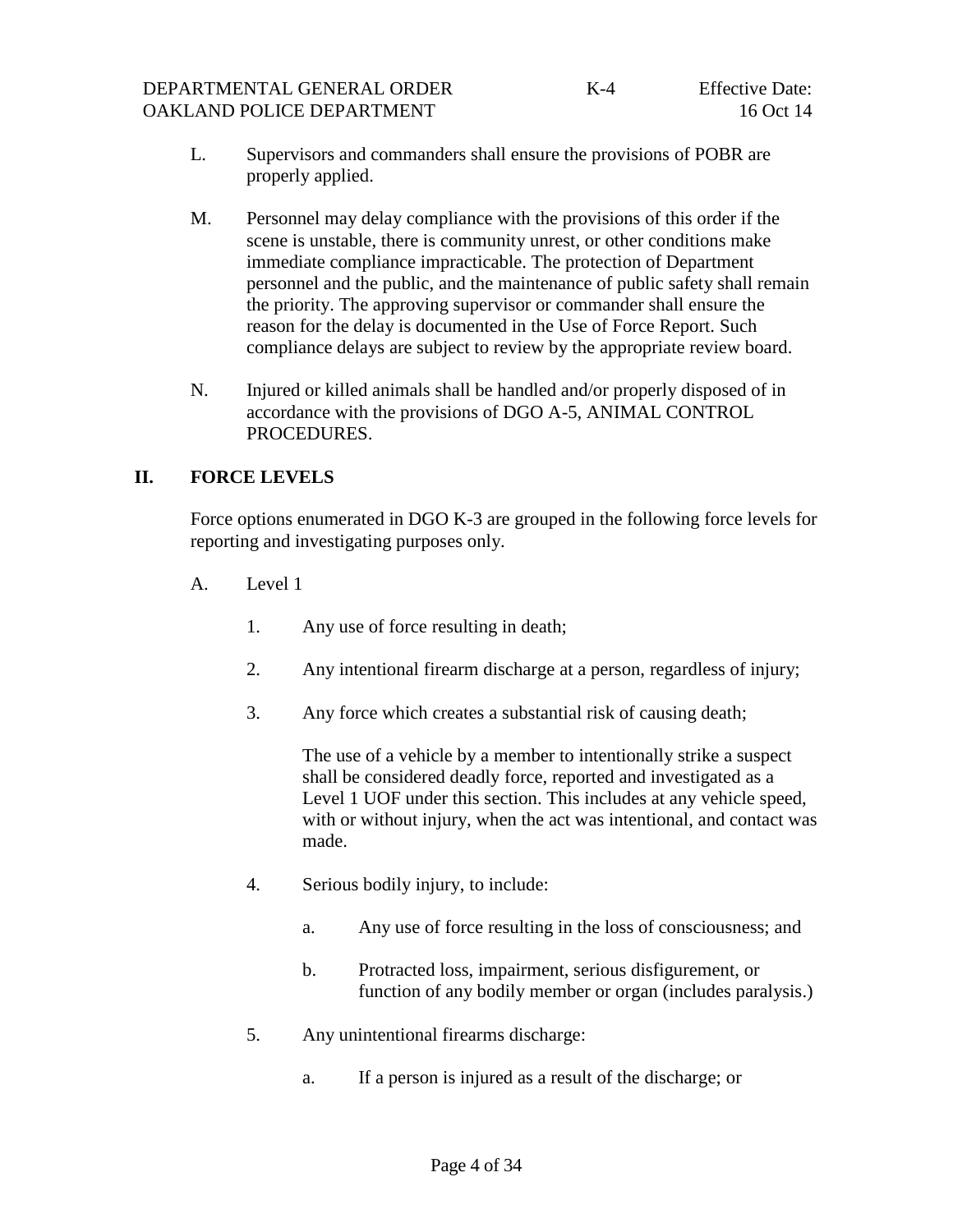L. Supervisors and commanders shall ensure the provisions of POBR are properly applied.

M. Personnel may delay compliance with the provisions of this order if the scene is unstable, there is community unrest, or other conditions make immediate compliance impracticable. The protection of Department personnel and the public, and the maintenance of public safety shall remain the priority. The approving supervisor or commander shall ensure the reason for the delay is documented in the Use of Force Report. Such compliance delays are subject to review by the appropriate review board.

N. Injured or killed animals shall be handled and/or properly disposed of in accordance with the provisions of DGO A-5, ANIMAL CONTROL PROCEDURES.

## II. FORCE LEVELS

Force options enumerated in DGO K-3 are grouped in the following force levels for reporting and investigating purposes only.

A. Level 1

1. Any use of force resulting in death;

2. Any intentional firearm discharge at a person, regardless of injury;

3. Any force which creates a substantial risk of causing death;

   The use of a vehicle by a member to intentionally strike a suspect shall be considered deadly force, reported and investigated as a Level 1 UOF under this section. This includes at any vehicle speed, with or without injury, when the act was intentional, and contact was made.

4. Serious bodily injury, to include:

   a. Any use of force resulting in the loss of consciousness; and

   b. Protracted loss, impairment, serious disfigurement, or function of any bodily member or organ (includes paralysis.)

5. Any unintentional firearms discharge:

   a. If a person is injured as a result of the discharge; or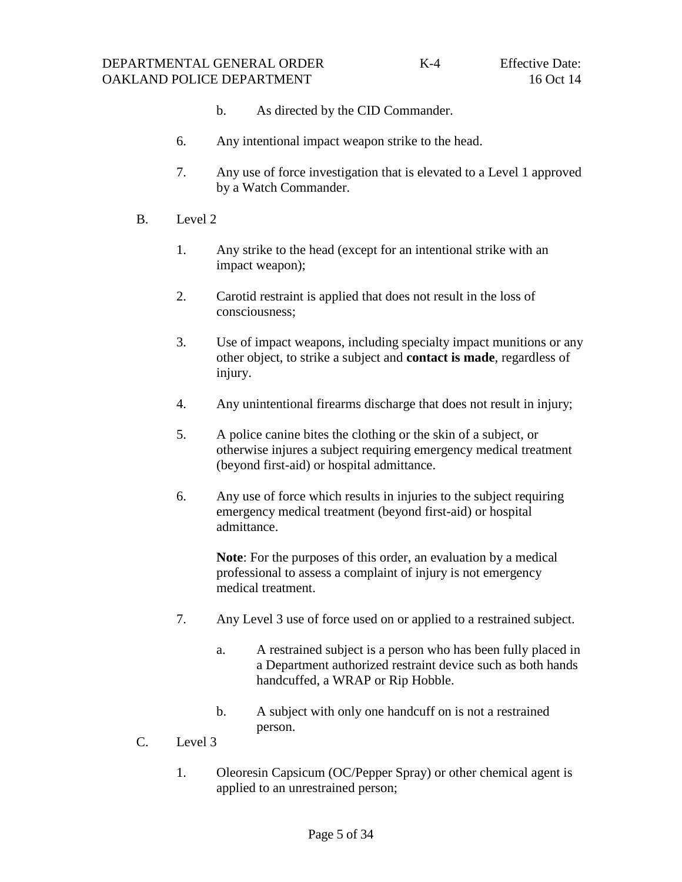b. As directed by the CID Commander.

6. Any intentional impact weapon strike to the head.

7. Any use of force investigation that is elevated to a Level 1 approved by a Watch Commander.

B. Level 2

1. Any strike to the head (except for an intentional strike with an impact weapon);

2. Carotid restraint is applied that does not result in the loss of consciousness;

3. Use of impact weapons, including specialty impact munitions or any other object, to strike a subject and **contact is made**, regardless of injury.

4. Any unintentional firearms discharge that does not result in injury;

5. A police canine bites the clothing or the skin of a subject, or otherwise injures a subject requiring emergency medical treatment (beyond first-aid) or hospital admittance.

6. Any use of force which results in injuries to the subject requiring emergency medical treatment (beyond first-aid) or hospital admittance.

   **Note**: For the purposes of this order, an evaluation by a medical professional to assess a complaint of injury is not emergency medical treatment.

7. Any Level 3 use of force used on or applied to a restrained subject.

   a. A restrained subject is a person who has been fully placed in a Department authorized restraint device such as both hands handcuffed, a WRAP or Rip Hobble.

   b. A subject with only one handcuff on is not a restrained person.

C. Level 3

1. Oleoresin Capsicum (OC/Pepper Spray) or other chemical agent is applied to an unrestrained person;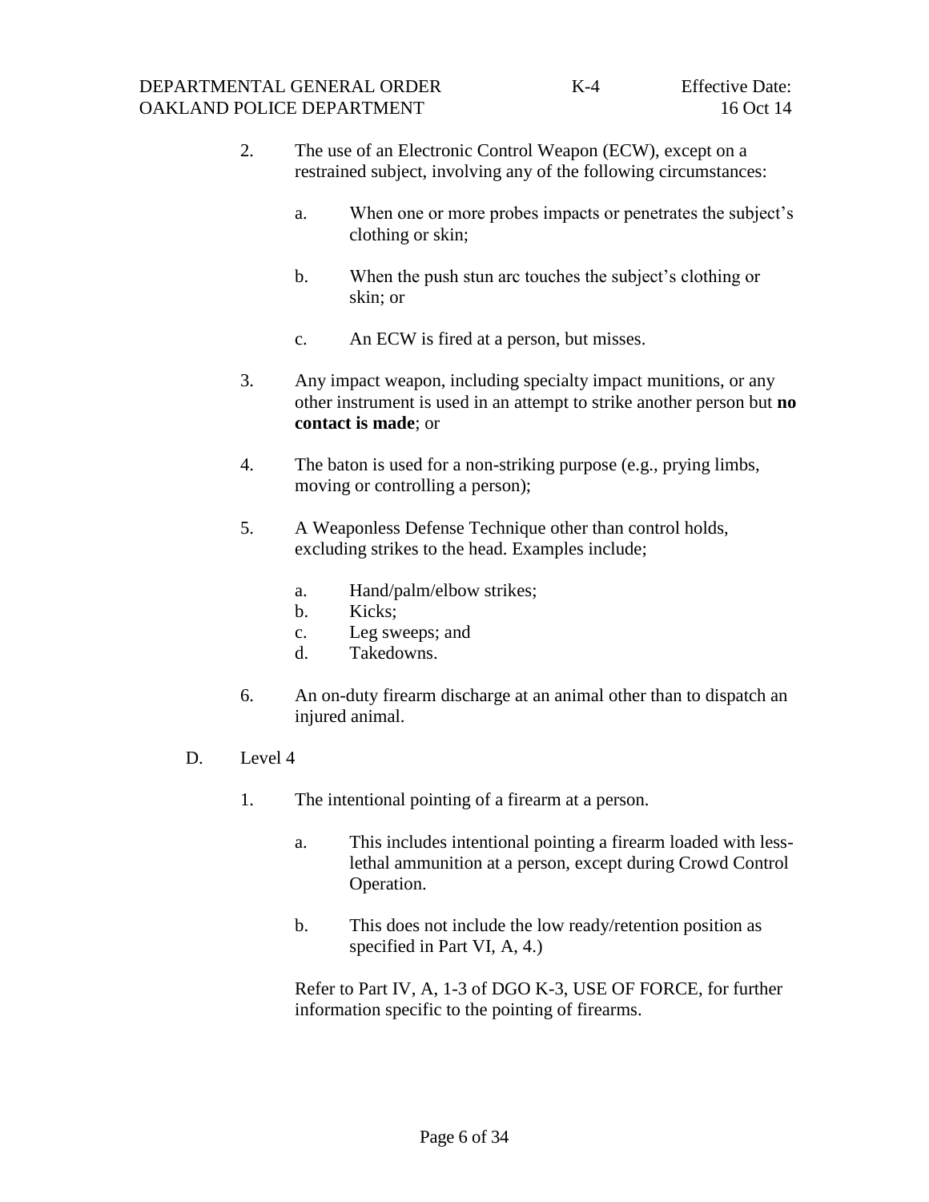2. The use of an Electronic Control Weapon (ECW), except on a restrained subject, involving any of the following circumstances:

   a. When one or more probes impacts or penetrates the subject's clothing or skin;

   b. When the push stun arc touches the subject's clothing or skin; or

   c. An ECW is fired at a person, but misses.

3. Any impact weapon, including specialty impact munitions, or any other instrument is used in an attempt to strike another person but **no contact is made**; or

4. The baton is used for a non-striking purpose (e.g., prying limbs, moving or controlling a person);

5. A Weaponless Defense Technique other than control holds, excluding strikes to the head. Examples include;

   a. Hand/palm/elbow strikes;
   b. Kicks;
   c. Leg sweeps; and
   d. Takedowns.

6. An on-duty firearm discharge at an animal other than to dispatch an injured animal.

D. Level 4

1. The intentional pointing of a firearm at a person.

   a. This includes intentional pointing a firearm loaded with less-lethal ammunition at a person, except during Crowd Control Operation.

   b. This does not include the low ready/retention position as specified in Part VI, A, 4.)

   Refer to Part IV, A, 1-3 of DGO K-3, USE OF FORCE, for further information specific to the pointing of firearms.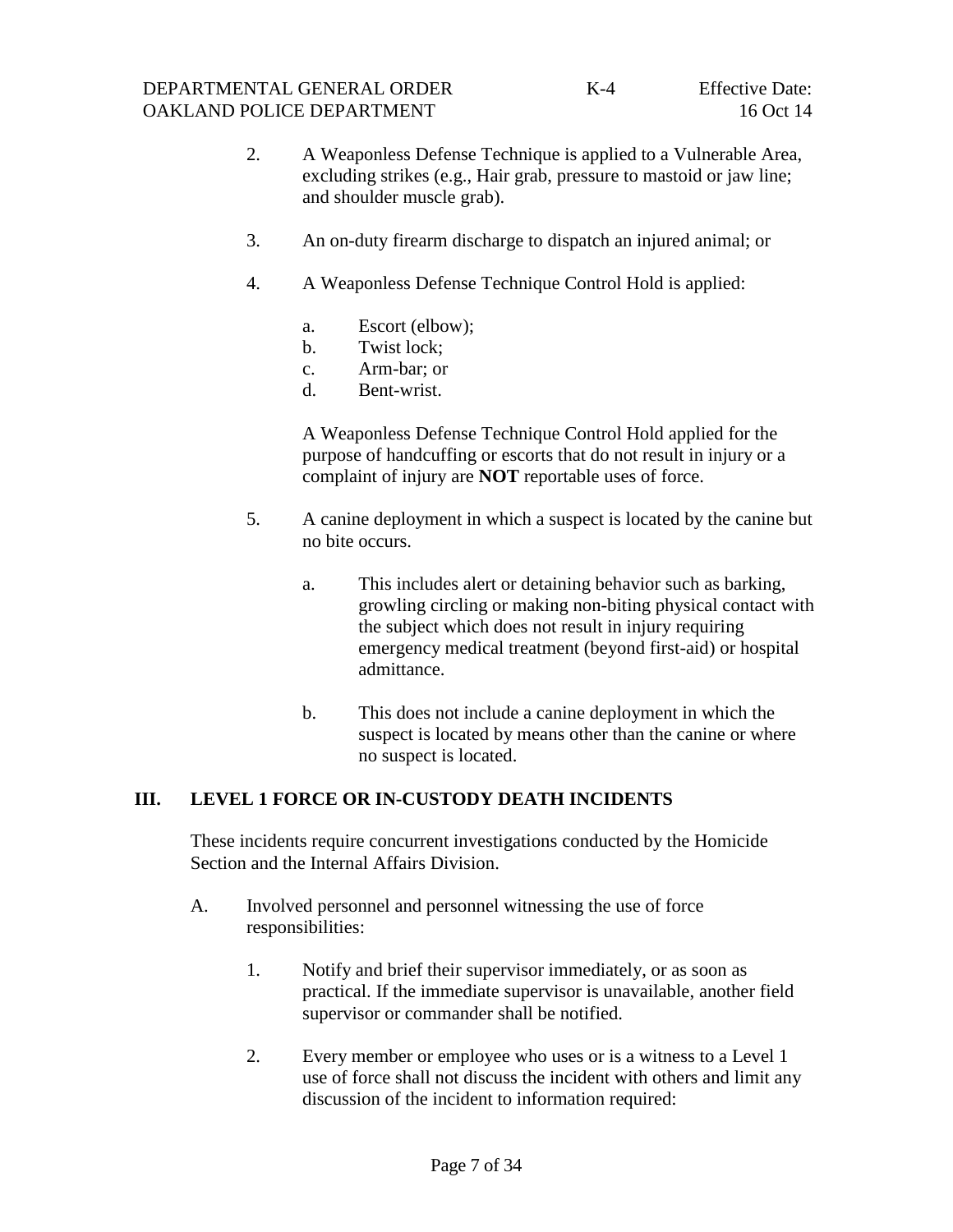2. A Weaponless Defense Technique is applied to a Vulnerable Area, excluding strikes (e.g., Hair grab, pressure to mastoid or jaw line; and shoulder muscle grab).

3. An on-duty firearm discharge to dispatch an injured animal; or

4. A Weaponless Defense Technique Control Hold is applied:

   a. Escort (elbow);
   b. Twist lock;
   c. Arm-bar; or
   d. Bent-wrist.

   A Weaponless Defense Technique Control Hold applied for the purpose of handcuffing or escorts that do not result in injury or a complaint of injury are **NOT** reportable uses of force.

5. A canine deployment in which a suspect is located by the canine but no bite occurs.

   a. This includes alert or detaining behavior such as barking, growling circling or making non-biting physical contact with the subject which does not result in injury requiring emergency medical treatment (beyond first-aid) or hospital admittance.

   b. This does not include a canine deployment in which the suspect is located by means other than the canine or where no suspect is located.

## III. LEVEL 1 FORCE OR IN-CUSTODY DEATH INCIDENTS

These incidents require concurrent investigations conducted by the Homicide Section and the Internal Affairs Division.

A. Involved personnel and personnel witnessing the use of force responsibilities:

   1. Notify and brief their supervisor immediately, or as soon as practical. If the immediate supervisor is unavailable, another field supervisor or commander shall be notified.

   2. Every member or employee who uses or is a witness to a Level 1 use of force shall not discuss the incident with others and limit any discussion of the incident to information required: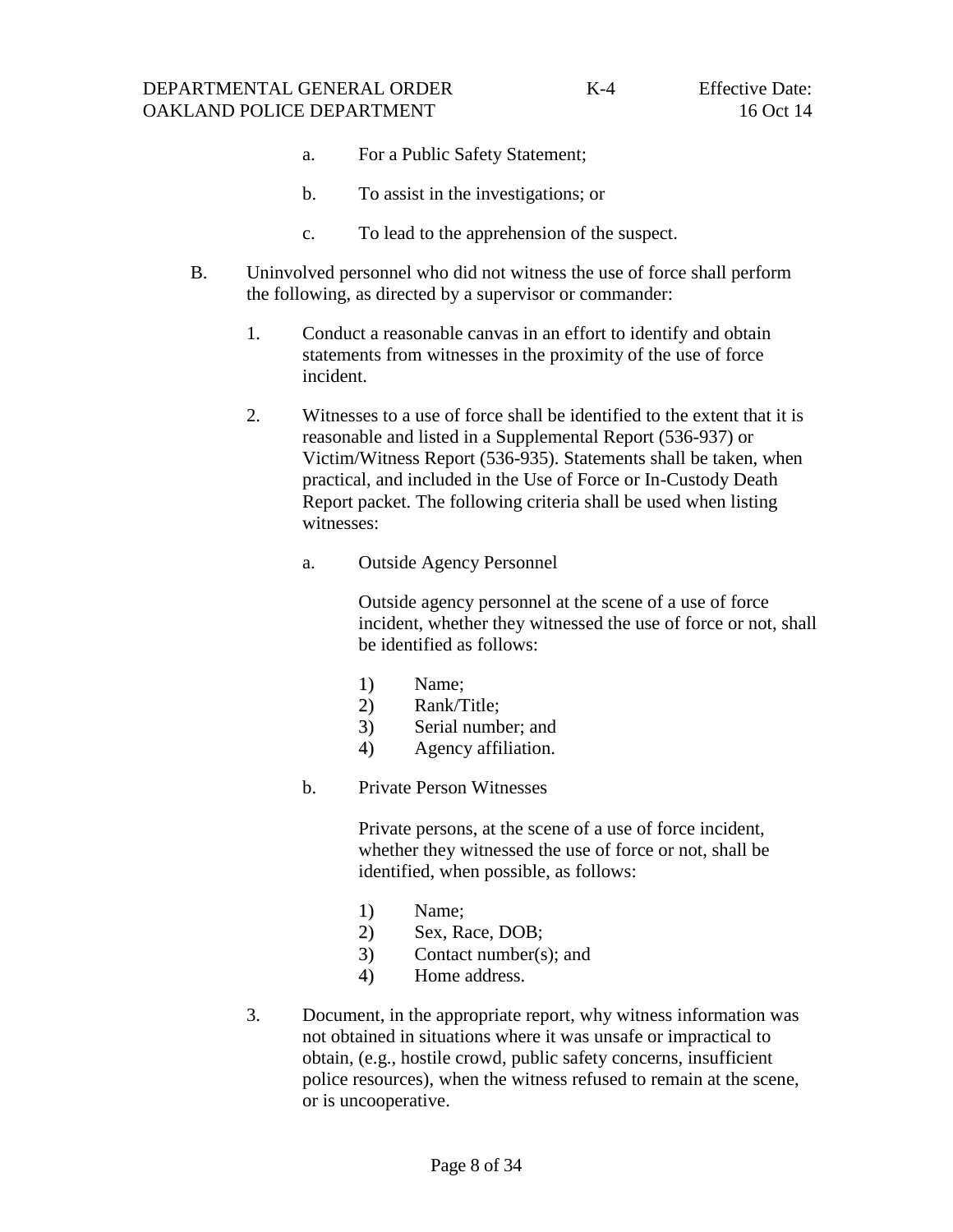a. For a Public Safety Statement;

b. To assist in the investigations; or

c. To lead to the apprehension of the suspect.

B. Uninvolved personnel who did not witness the use of force shall perform the following, as directed by a supervisor or commander:

1. Conduct a reasonable canvas in an effort to identify and obtain statements from witnesses in the proximity of the use of force incident.

2. Witnesses to a use of force shall be identified to the extent that it is reasonable and listed in a Supplemental Report (536-937) or Victim/Witness Report (536-935). Statements shall be taken, when practical, and included in the Use of Force or In-Custody Death Report packet. The following criteria shall be used when listing witnesses:

   a. Outside Agency Personnel

      Outside agency personnel at the scene of a use of force incident, whether they witnessed the use of force or not, shall be identified as follows:

      1) Name;
      2) Rank/Title;
      3) Serial number; and
      4) Agency affiliation.

   b. Private Person Witnesses

      Private persons, at the scene of a use of force incident, whether they witnessed the use of force or not, shall be identified, when possible, as follows:

      1) Name;
      2) Sex, Race, DOB;
      3) Contact number(s); and
      4) Home address.

3. Document, in the appropriate report, why witness information was not obtained in situations where it was unsafe or impractical to obtain, (e.g., hostile crowd, public safety concerns, insufficient police resources), when the witness refused to remain at the scene, or is uncooperative.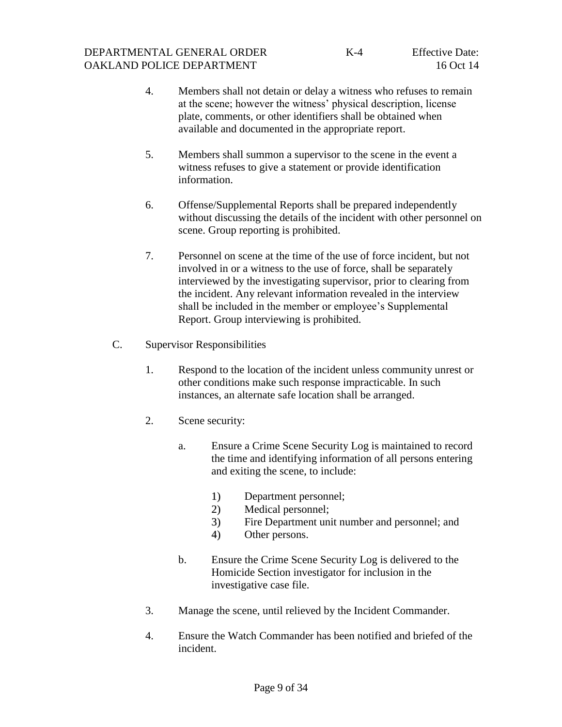4. Members shall not detain or delay a witness who refuses to remain at the scene; however the witness' physical description, license plate, comments, or other identifiers shall be obtained when available and documented in the appropriate report.

5. Members shall summon a supervisor to the scene in the event a witness refuses to give a statement or provide identification information.

6. Offense/Supplemental Reports shall be prepared independently without discussing the details of the incident with other personnel on scene. Group reporting is prohibited.

7. Personnel on scene at the time of the use of force incident, but not involved in or a witness to the use of force, shall be separately interviewed by the investigating supervisor, prior to clearing from the incident. Any relevant information revealed in the interview shall be included in the member or employee's Supplemental Report. Group interviewing is prohibited.

C. Supervisor Responsibilities

1. Respond to the location of the incident unless community unrest or other conditions make such response impracticable. In such instances, an alternate safe location shall be arranged.

2. Scene security:

   a. Ensure a Crime Scene Security Log is maintained to record the time and identifying information of all persons entering and exiting the scene, to include:

      1) Department personnel;
      2) Medical personnel;
      3) Fire Department unit number and personnel; and
      4) Other persons.

   b. Ensure the Crime Scene Security Log is delivered to the Homicide Section investigator for inclusion in the investigative case file.

3. Manage the scene, until relieved by the Incident Commander.

4. Ensure the Watch Commander has been notified and briefed of the incident.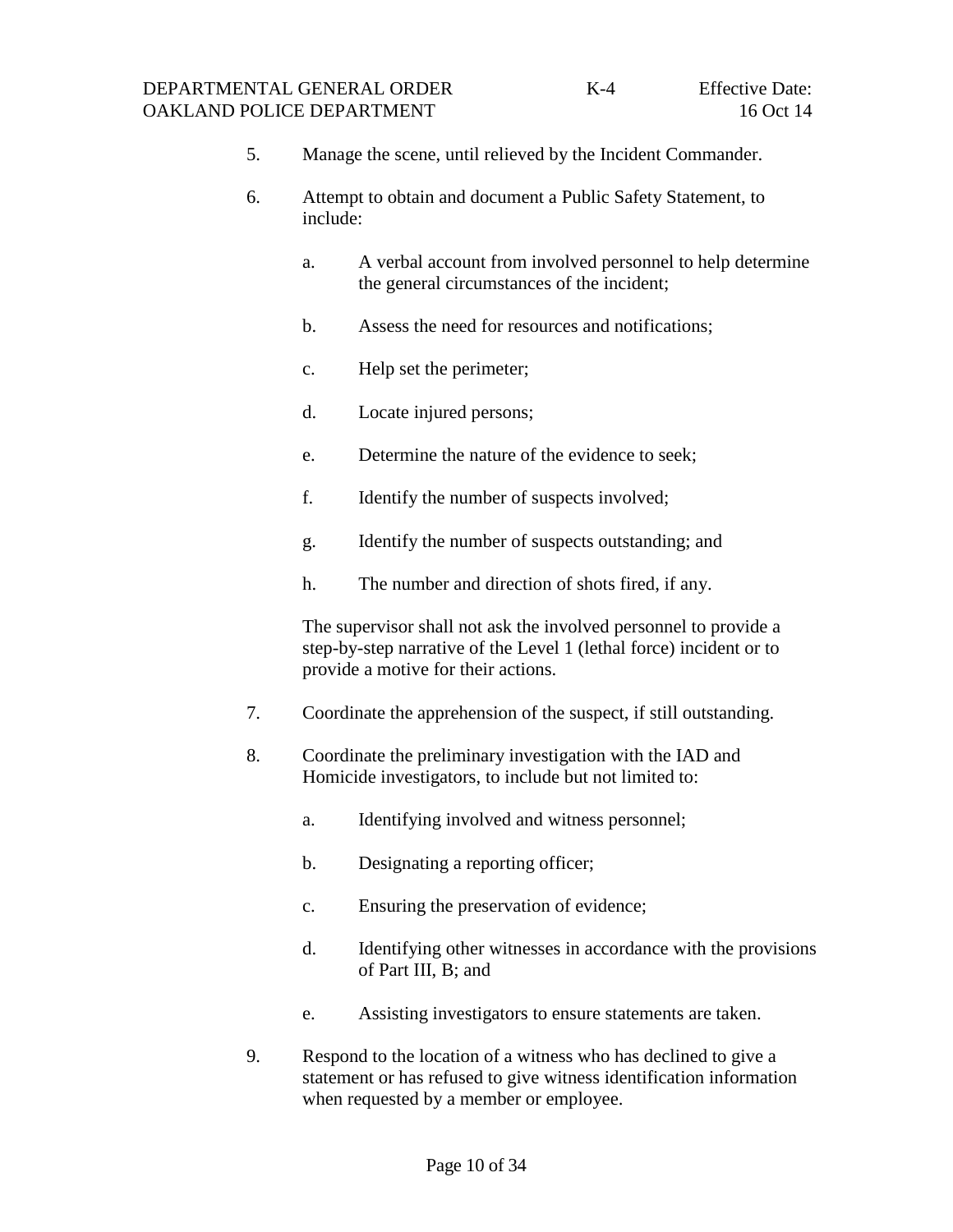5. Manage the scene, until relieved by the Incident Commander.

6. Attempt to obtain and document a Public Safety Statement, to include:

   a. A verbal account from involved personnel to help determine the general circumstances of the incident;

   b. Assess the need for resources and notifications;

   c. Help set the perimeter;

   d. Locate injured persons;

   e. Determine the nature of the evidence to seek;

   f. Identify the number of suspects involved;

   g. Identify the number of suspects outstanding; and

   h. The number and direction of shots fired, if any.

   The supervisor shall not ask the involved personnel to provide a step-by-step narrative of the Level 1 (lethal force) incident or to provide a motive for their actions.

7. Coordinate the apprehension of the suspect, if still outstanding.

8. Coordinate the preliminary investigation with the IAD and Homicide investigators, to include but not limited to:

   a. Identifying involved and witness personnel;

   b. Designating a reporting officer;

   c. Ensuring the preservation of evidence;

   d. Identifying other witnesses in accordance with the provisions of Part III, B; and

   e. Assisting investigators to ensure statements are taken.

9. Respond to the location of a witness who has declined to give a statement or has refused to give witness identification information when requested by a member or employee.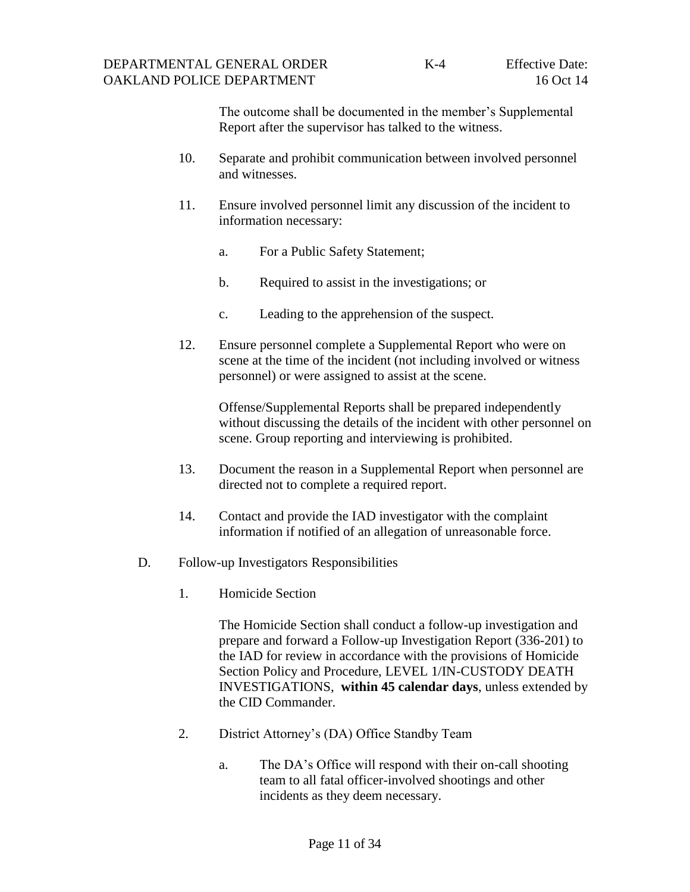The outcome shall be documented in the member's Supplemental Report after the supervisor has talked to the witness.

10. Separate and prohibit communication between involved personnel and witnesses.

11. Ensure involved personnel limit any discussion of the incident to information necessary:

    a. For a Public Safety Statement;

    b. Required to assist in the investigations; or

    c. Leading to the apprehension of the suspect.

12. Ensure personnel complete a Supplemental Report who were on scene at the time of the incident (not including involved or witness personnel) or were assigned to assist at the scene.

    Offense/Supplemental Reports shall be prepared independently without discussing the details of the incident with other personnel on scene. Group reporting and interviewing is prohibited.

13. Document the reason in a Supplemental Report when personnel are directed not to complete a required report.

14. Contact and provide the IAD investigator with the complaint information if notified of an allegation of unreasonable force.

D. Follow-up Investigators Responsibilities

1. Homicide Section

   The Homicide Section shall conduct a follow-up investigation and prepare and forward a Follow-up Investigation Report (336-201) to the IAD for review in accordance with the provisions of Homicide Section Policy and Procedure, LEVEL 1/IN-CUSTODY DEATH INVESTIGATIONS, **within 45 calendar days**, unless extended by the CID Commander.

2. District Attorney's (DA) Office Standby Team

   a. The DA's Office will respond with their on-call shooting team to all fatal officer-involved shootings and other incidents as they deem necessary.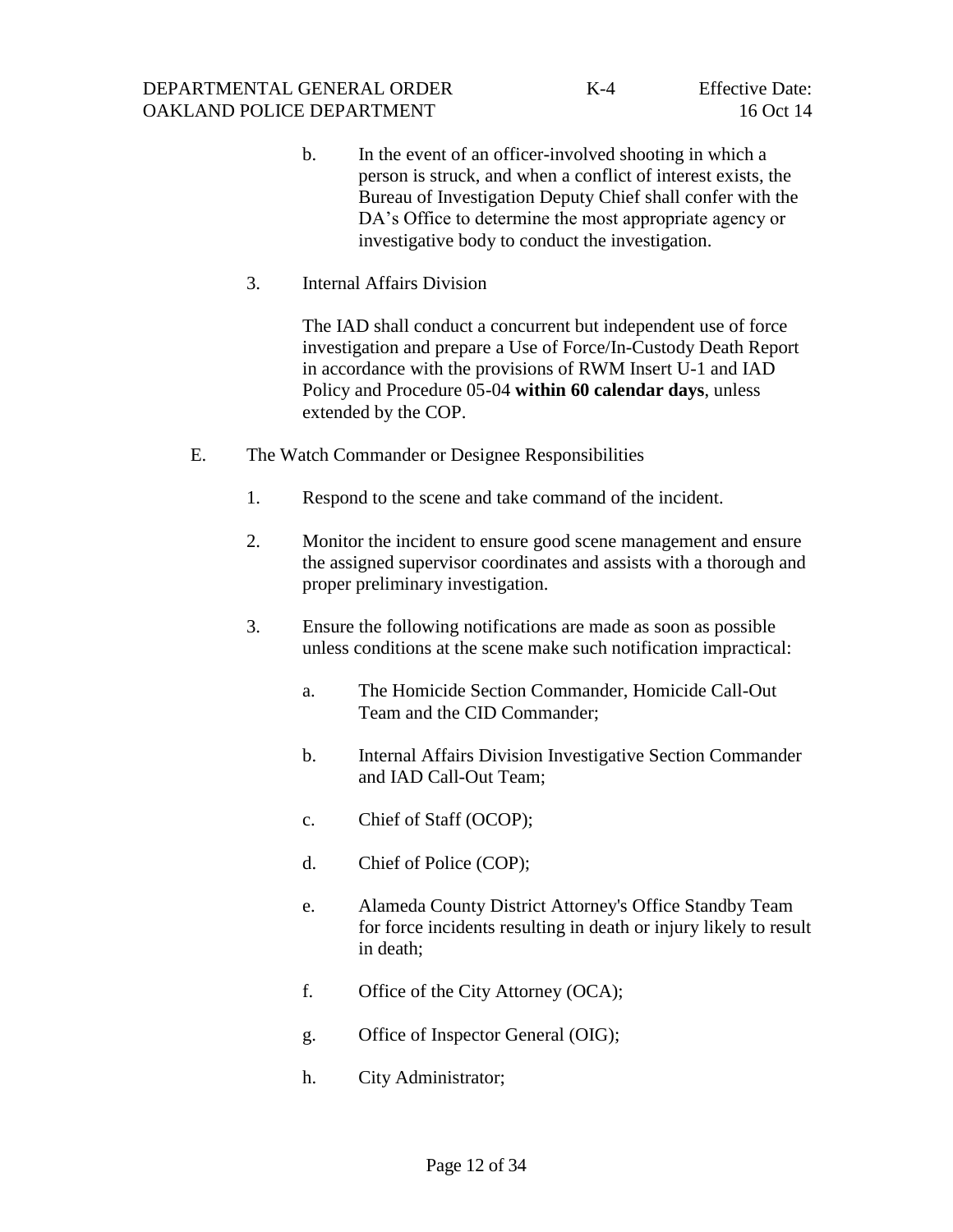b. In the event of an officer-involved shooting in which a person is struck, and when a conflict of interest exists, the Bureau of Investigation Deputy Chief shall confer with the DA's Office to determine the most appropriate agency or investigative body to conduct the investigation.

3. Internal Affairs Division

   The IAD shall conduct a concurrent but independent use of force investigation and prepare a Use of Force/In-Custody Death Report in accordance with the provisions of RWM Insert U-1 and IAD Policy and Procedure 05-04 **within 60 calendar days**, unless extended by the COP.

E. The Watch Commander or Designee Responsibilities

1. Respond to the scene and take command of the incident.

2. Monitor the incident to ensure good scene management and ensure the assigned supervisor coordinates and assists with a thorough and proper preliminary investigation.

3. Ensure the following notifications are made as soon as possible unless conditions at the scene make such notification impractical:

   a. The Homicide Section Commander, Homicide Call-Out Team and the CID Commander;

   b. Internal Affairs Division Investigative Section Commander and IAD Call-Out Team;

   c. Chief of Staff (OCOP);

   d. Chief of Police (COP);

   e. Alameda County District Attorney's Office Standby Team for force incidents resulting in death or injury likely to result in death;

   f. Office of the City Attorney (OCA);

   g. Office of Inspector General (OIG);

   h. City Administrator;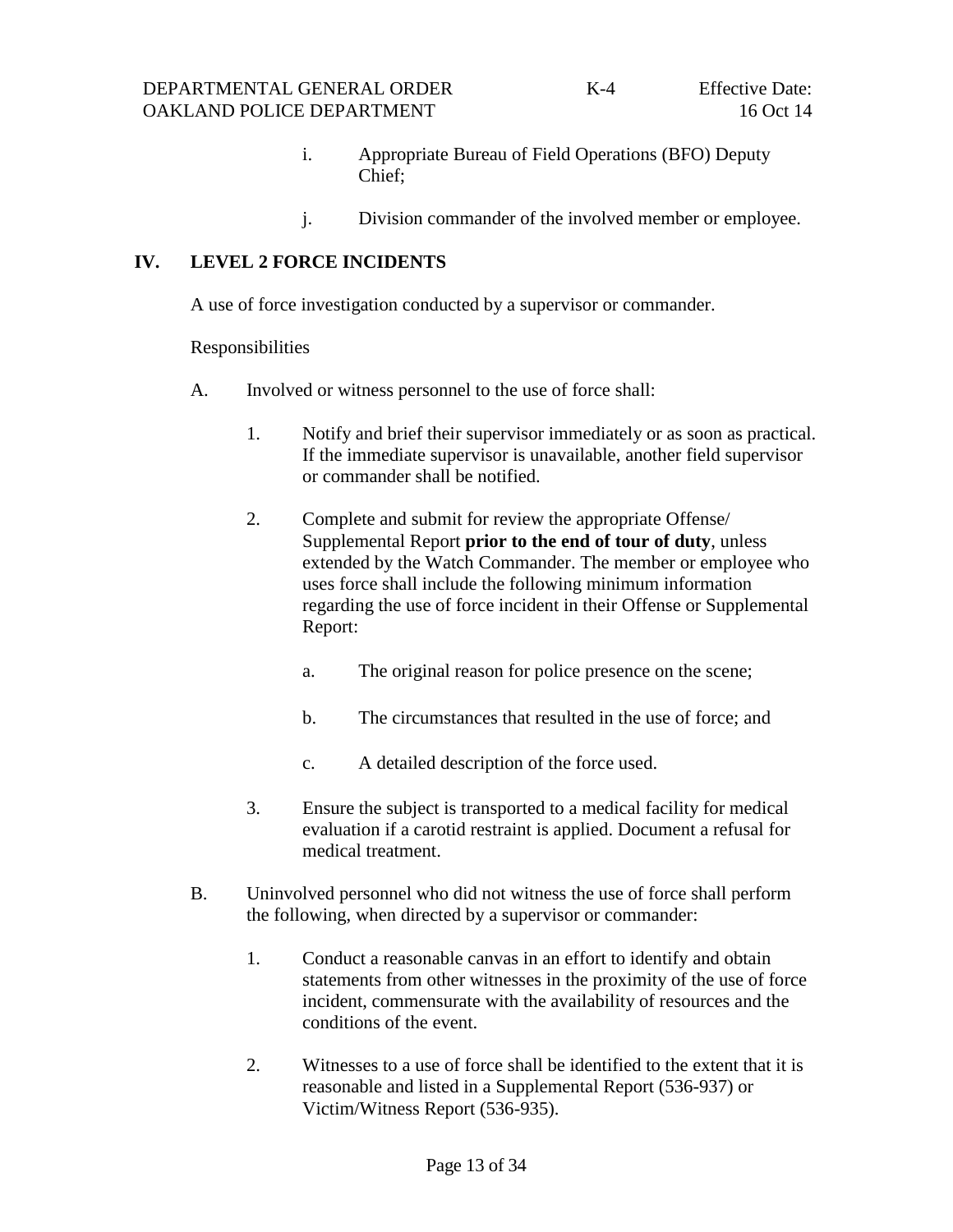i. Appropriate Bureau of Field Operations (BFO) Deputy Chief;

j. Division commander of the involved member or employee.

## IV. LEVEL 2 FORCE INCIDENTS

A use of force investigation conducted by a supervisor or commander.

Responsibilities

A. Involved or witness personnel to the use of force shall:

1. Notify and brief their supervisor immediately or as soon as practical. If the immediate supervisor is unavailable, another field supervisor or commander shall be notified.

2. Complete and submit for review the appropriate Offense/ Supplemental Report **prior to the end of tour of duty**, unless extended by the Watch Commander. The member or employee who uses force shall include the following minimum information regarding the use of force incident in their Offense or Supplemental Report:

   a. The original reason for police presence on the scene;

   b. The circumstances that resulted in the use of force; and

   c. A detailed description of the force used.

3. Ensure the subject is transported to a medical facility for medical evaluation if a carotid restraint is applied. Document a refusal for medical treatment.

B. Uninvolved personnel who did not witness the use of force shall perform the following, when directed by a supervisor or commander:

1. Conduct a reasonable canvas in an effort to identify and obtain statements from other witnesses in the proximity of the use of force incident, commensurate with the availability of resources and the conditions of the event.

2. Witnesses to a use of force shall be identified to the extent that it is reasonable and listed in a Supplemental Report (536-937) or Victim/Witness Report (536-935).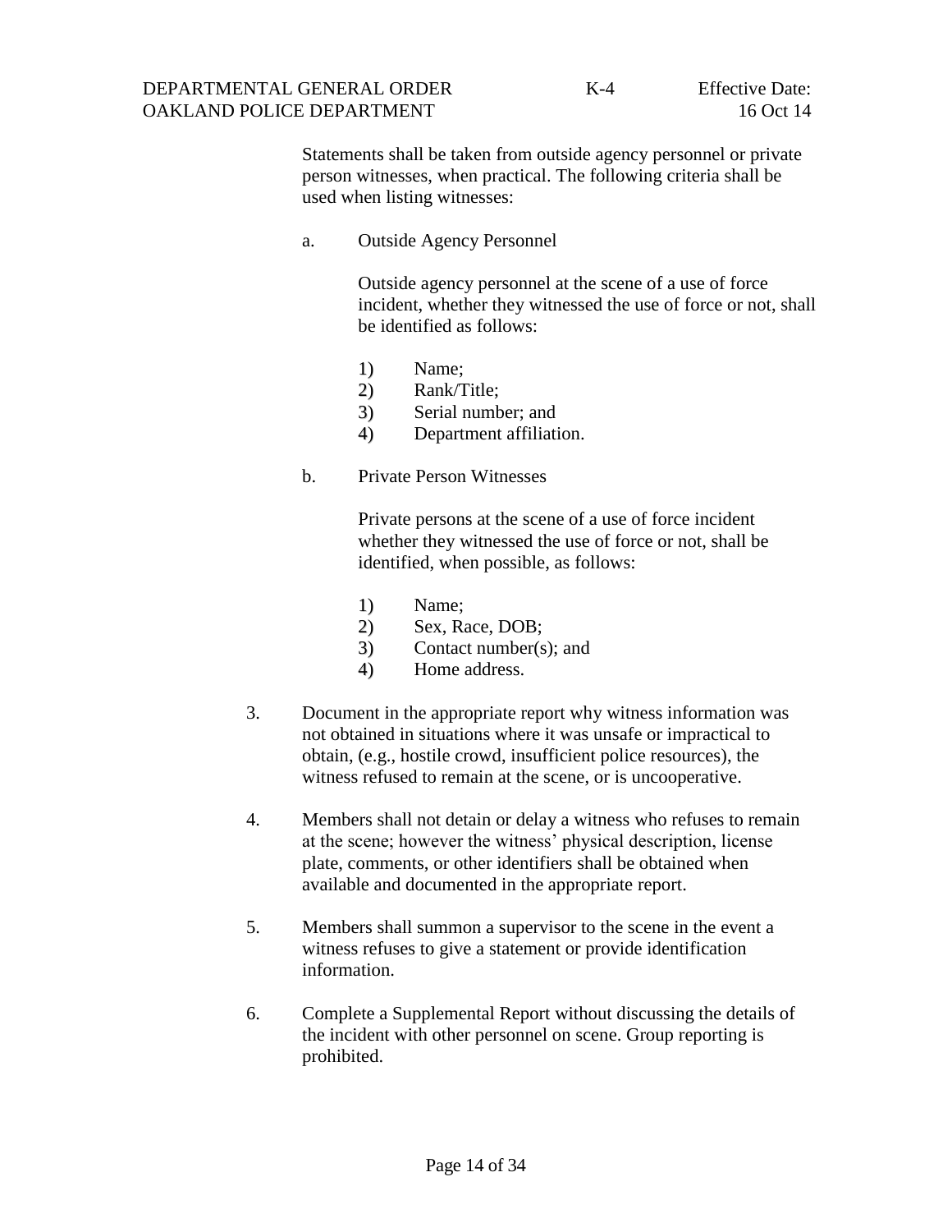Statements shall be taken from outside agency personnel or private person witnesses, when practical. The following criteria shall be used when listing witnesses:

a. Outside Agency Personnel

   Outside agency personnel at the scene of a use of force incident, whether they witnessed the use of force or not, shall be identified as follows:

   1) Name;
   2) Rank/Title;
   3) Serial number; and
   4) Department affiliation.

b. Private Person Witnesses

   Private persons at the scene of a use of force incident whether they witnessed the use of force or not, shall be identified, when possible, as follows:

   1) Name;
   2) Sex, Race, DOB;
   3) Contact number(s); and
   4) Home address.

3. Document in the appropriate report why witness information was not obtained in situations where it was unsafe or impractical to obtain, (e.g., hostile crowd, insufficient police resources), the witness refused to remain at the scene, or is uncooperative.

4. Members shall not detain or delay a witness who refuses to remain at the scene; however the witness' physical description, license plate, comments, or other identifiers shall be obtained when available and documented in the appropriate report.

5. Members shall summon a supervisor to the scene in the event a witness refuses to give a statement or provide identification information.

6. Complete a Supplemental Report without discussing the details of the incident with other personnel on scene. Group reporting is prohibited.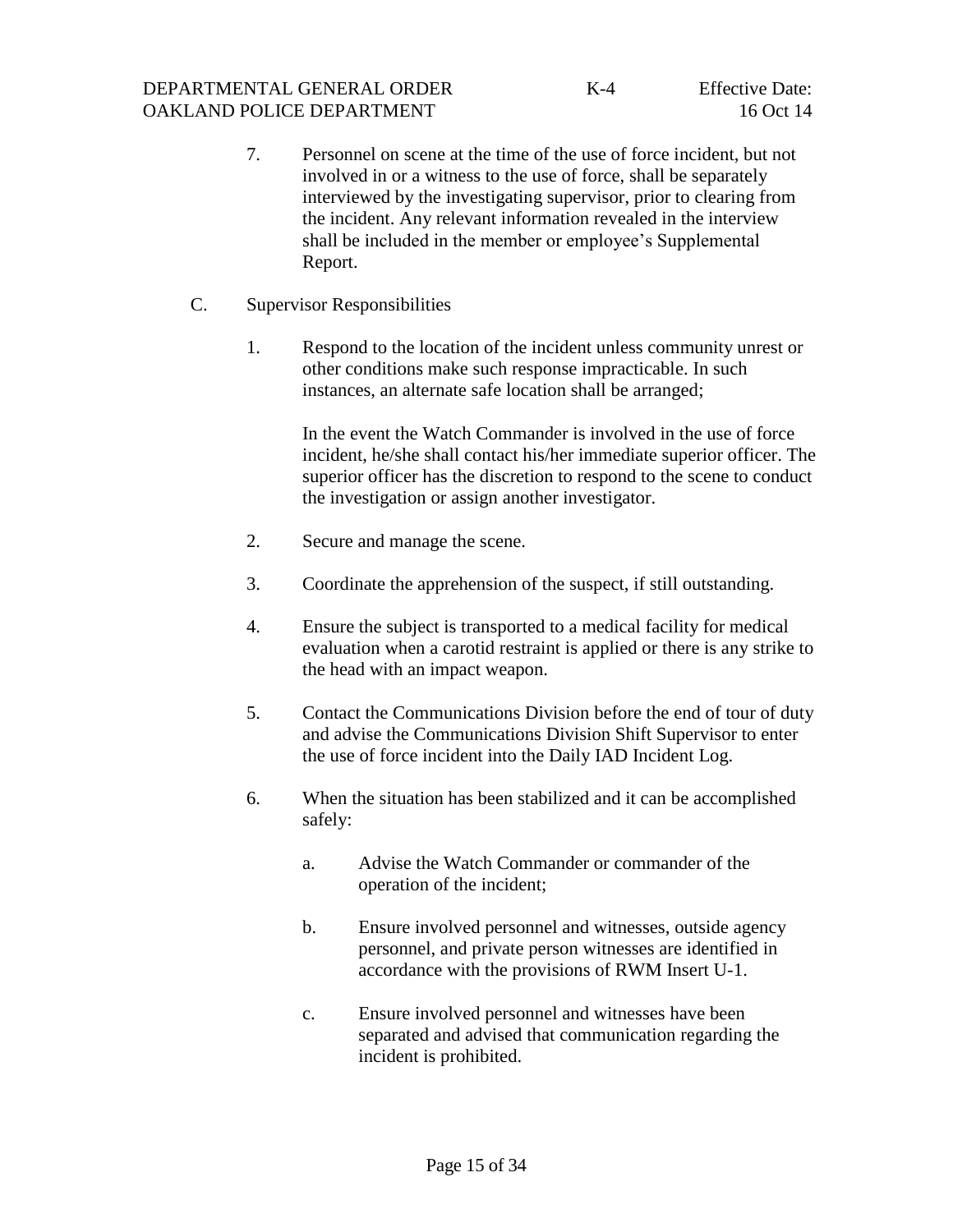7. Personnel on scene at the time of the use of force incident, but not involved in or a witness to the use of force, shall be separately interviewed by the investigating supervisor, prior to clearing from the incident. Any relevant information revealed in the interview shall be included in the member or employee's Supplemental Report.

C. Supervisor Responsibilities

1. Respond to the location of the incident unless community unrest or other conditions make such response impracticable. In such instances, an alternate safe location shall be arranged;

   In the event the Watch Commander is involved in the use of force incident, he/she shall contact his/her immediate superior officer. The superior officer has the discretion to respond to the scene to conduct the investigation or assign another investigator.

2. Secure and manage the scene.

3. Coordinate the apprehension of the suspect, if still outstanding.

4. Ensure the subject is transported to a medical facility for medical evaluation when a carotid restraint is applied or there is any strike to the head with an impact weapon.

5. Contact the Communications Division before the end of tour of duty and advise the Communications Division Shift Supervisor to enter the use of force incident into the Daily IAD Incident Log.

6. When the situation has been stabilized and it can be accomplished safely:

   a. Advise the Watch Commander or commander of the operation of the incident;

   b. Ensure involved personnel and witnesses, outside agency personnel, and private person witnesses are identified in accordance with the provisions of RWM Insert U-1.

   c. Ensure involved personnel and witnesses have been separated and advised that communication regarding the incident is prohibited.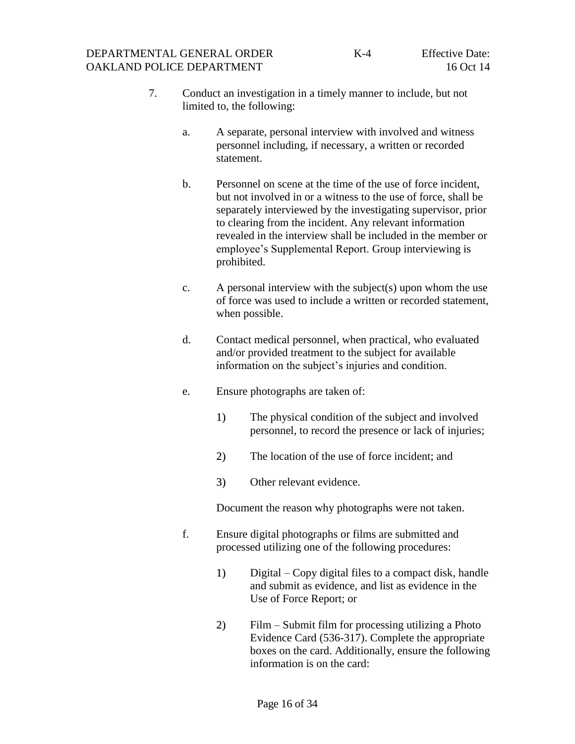7. Conduct an investigation in a timely manner to include, but not limited to, the following:

   a. A separate, personal interview with involved and witness personnel including, if necessary, a written or recorded statement.

   b. Personnel on scene at the time of the use of force incident, but not involved in or a witness to the use of force, shall be separately interviewed by the investigating supervisor, prior to clearing from the incident. Any relevant information revealed in the interview shall be included in the member or employee's Supplemental Report. Group interviewing is prohibited.

   c. A personal interview with the subject(s) upon whom the use of force was used to include a written or recorded statement, when possible.

   d. Contact medical personnel, when practical, who evaluated and/or provided treatment to the subject for available information on the subject's injuries and condition.

   e. Ensure photographs are taken of:

      1) The physical condition of the subject and involved personnel, to record the presence or lack of injuries;

      2) The location of the use of force incident; and

      3) Other relevant evidence.

      Document the reason why photographs were not taken.

   f. Ensure digital photographs or films are submitted and processed utilizing one of the following procedures:

      1) Digital – Copy digital files to a compact disk, handle and submit as evidence, and list as evidence in the Use of Force Report; or

      2) Film – Submit film for processing utilizing a Photo Evidence Card (536-317). Complete the appropriate boxes on the card. Additionally, ensure the following information is on the card: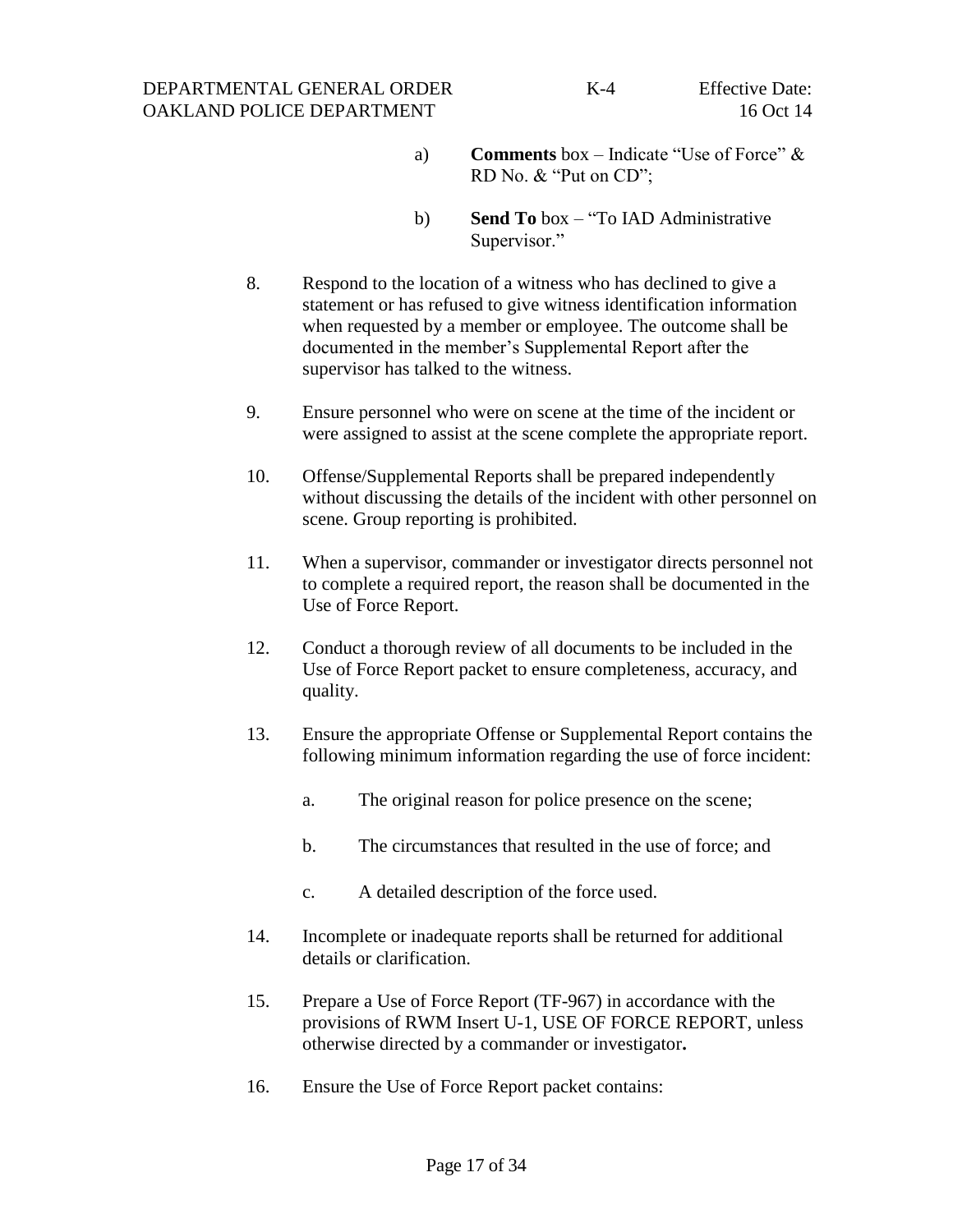a) **Comments** box – Indicate "Use of Force" & RD No. & "Put on CD";

b) **Send To** box – "To IAD Administrative Supervisor."

8. Respond to the location of a witness who has declined to give a statement or has refused to give witness identification information when requested by a member or employee. The outcome shall be documented in the member's Supplemental Report after the supervisor has talked to the witness.

9. Ensure personnel who were on scene at the time of the incident or were assigned to assist at the scene complete the appropriate report.

10. Offense/Supplemental Reports shall be prepared independently without discussing the details of the incident with other personnel on scene. Group reporting is prohibited.

11. When a supervisor, commander or investigator directs personnel not to complete a required report, the reason shall be documented in the Use of Force Report.

12. Conduct a thorough review of all documents to be included in the Use of Force Report packet to ensure completeness, accuracy, and quality.

13. Ensure the appropriate Offense or Supplemental Report contains the following minimum information regarding the use of force incident:

    a. The original reason for police presence on the scene;

    b. The circumstances that resulted in the use of force; and

    c. A detailed description of the force used.

14. Incomplete or inadequate reports shall be returned for additional details or clarification.

15. Prepare a Use of Force Report (TF-967) in accordance with the provisions of RWM Insert U-1, USE OF FORCE REPORT, unless otherwise directed by a commander or investigator**.**

16. Ensure the Use of Force Report packet contains: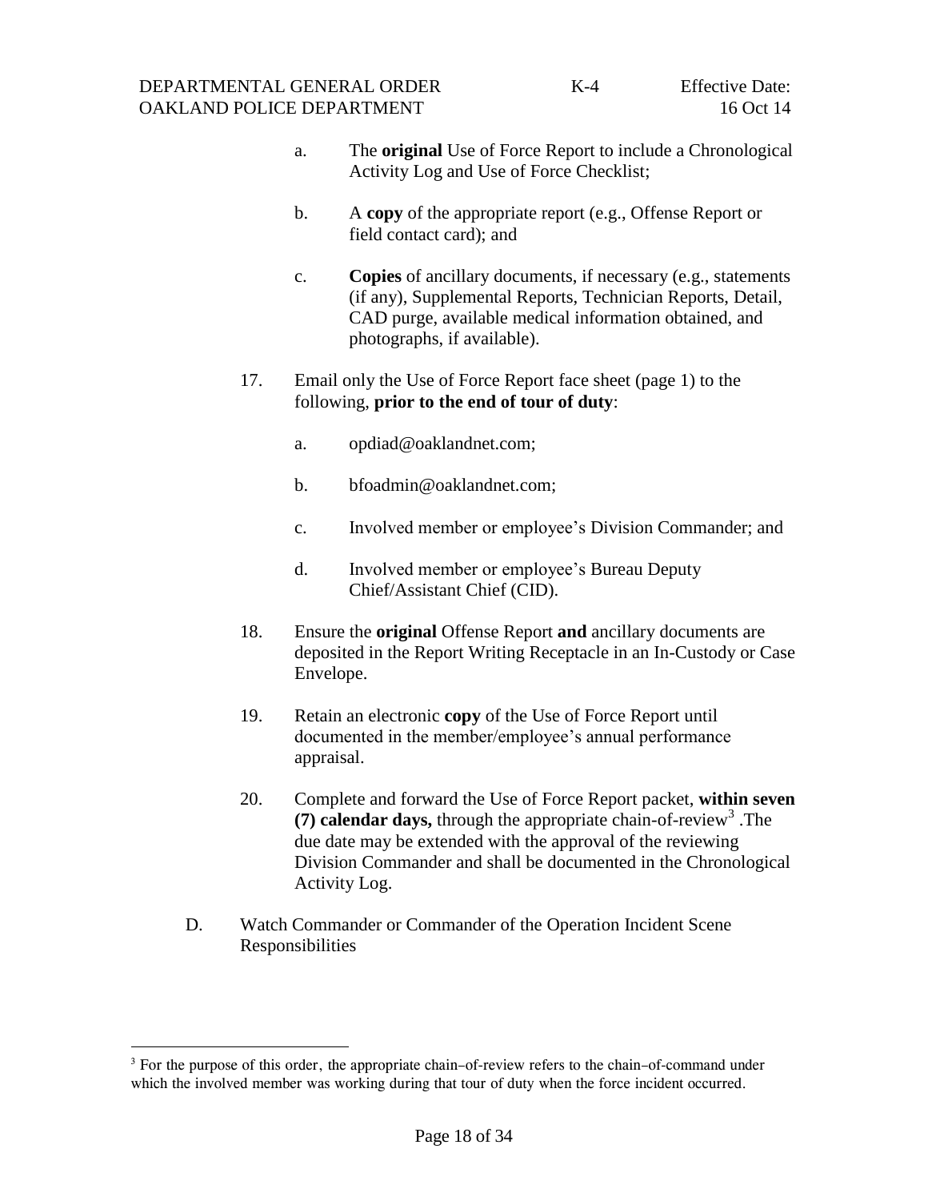a. The **original** Use of Force Report to include a Chronological Activity Log and Use of Force Checklist;

b. A **copy** of the appropriate report (e.g., Offense Report or field contact card); and

c. **Copies** of ancillary documents, if necessary (e.g., statements (if any), Supplemental Reports, Technician Reports, Detail, CAD purge, available medical information obtained, and photographs, if available).

17. Email only the Use of Force Report face sheet (page 1) to the following, **prior to the end of tour of duty**:

    a. opdiad@oaklandnet.com;

    b. bfoadmin@oaklandnet.com;

    c. Involved member or employee's Division Commander; and

    d. Involved member or employee's Bureau Deputy Chief/Assistant Chief (CID).

18. Ensure the **original** Offense Report **and** ancillary documents are deposited in the Report Writing Receptacle in an In-Custody or Case Envelope.

19. Retain an electronic **copy** of the Use of Force Report until documented in the member/employee's annual performance appraisal.

20. Complete and forward the Use of Force Report packet, **within seven (7) calendar days,** through the appropriate chain-of-review[3] .The due date may be extended with the approval of the reviewing Division Commander and shall be documented in the Chronological Activity Log.

D. Watch Commander or Commander of the Operation Incident Scene Responsibilities

---

[3] For the purpose of this order, the appropriate chain-of-review refers to the chain-of-command under which the involved member was working during that tour of duty when the force incident occurred.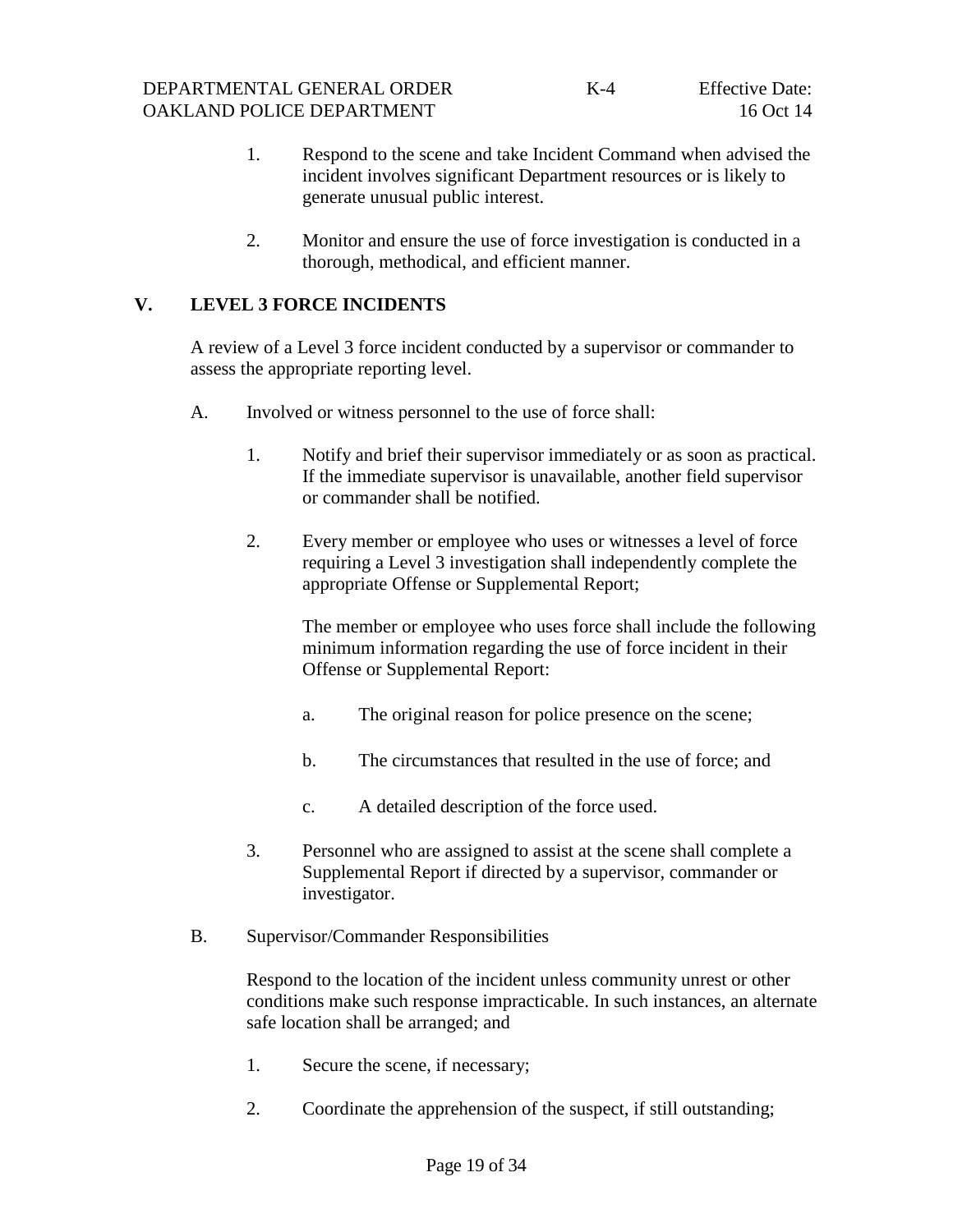1. Respond to the scene and take Incident Command when advised the incident involves significant Department resources or is likely to generate unusual public interest.

2. Monitor and ensure the use of force investigation is conducted in a thorough, methodical, and efficient manner.

## V. LEVEL 3 FORCE INCIDENTS

A review of a Level 3 force incident conducted by a supervisor or commander to assess the appropriate reporting level.

A. Involved or witness personnel to the use of force shall:

1. Notify and brief their supervisor immediately or as soon as practical. If the immediate supervisor is unavailable, another field supervisor or commander shall be notified.

2. Every member or employee who uses or witnesses a level of force requiring a Level 3 investigation shall independently complete the appropriate Offense or Supplemental Report;

   The member or employee who uses force shall include the following minimum information regarding the use of force incident in their Offense or Supplemental Report:

   a. The original reason for police presence on the scene;

   b. The circumstances that resulted in the use of force; and

   c. A detailed description of the force used.

3. Personnel who are assigned to assist at the scene shall complete a Supplemental Report if directed by a supervisor, commander or investigator.

B. Supervisor/Commander Responsibilities

Respond to the location of the incident unless community unrest or other conditions make such response impracticable. In such instances, an alternate safe location shall be arranged; and

1. Secure the scene, if necessary;

2. Coordinate the apprehension of the suspect, if still outstanding;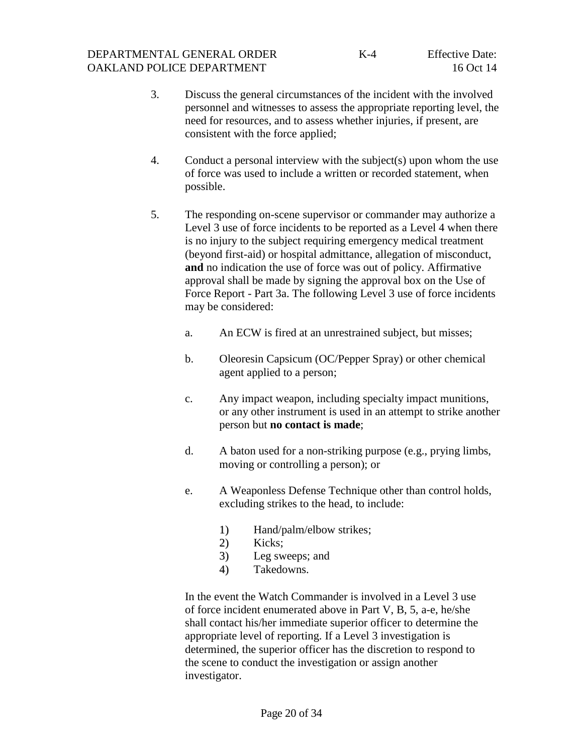3. Discuss the general circumstances of the incident with the involved personnel and witnesses to assess the appropriate reporting level, the need for resources, and to assess whether injuries, if present, are consistent with the force applied;

4. Conduct a personal interview with the subject(s) upon whom the use of force was used to include a written or recorded statement, when possible.

5. The responding on-scene supervisor or commander may authorize a Level 3 use of force incidents to be reported as a Level 4 when there is no injury to the subject requiring emergency medical treatment (beyond first-aid) or hospital admittance, allegation of misconduct, **and** no indication the use of force was out of policy. Affirmative approval shall be made by signing the approval box on the Use of Force Report - Part 3a. The following Level 3 use of force incidents may be considered:

   a. An ECW is fired at an unrestrained subject, but misses;

   b. Oleoresin Capsicum (OC/Pepper Spray) or other chemical agent applied to a person;

   c. Any impact weapon, including specialty impact munitions, or any other instrument is used in an attempt to strike another person but **no contact is made**;

   d. A baton used for a non-striking purpose (e.g., prying limbs, moving or controlling a person); or

   e. A Weaponless Defense Technique other than control holds, excluding strikes to the head, to include:

      1) Hand/palm/elbow strikes;
      2) Kicks;
      3) Leg sweeps; and
      4) Takedowns.

   In the event the Watch Commander is involved in a Level 3 use of force incident enumerated above in Part V, B, 5, a-e, he/she shall contact his/her immediate superior officer to determine the appropriate level of reporting. If a Level 3 investigation is determined, the superior officer has the discretion to respond to the scene to conduct the investigation or assign another investigator.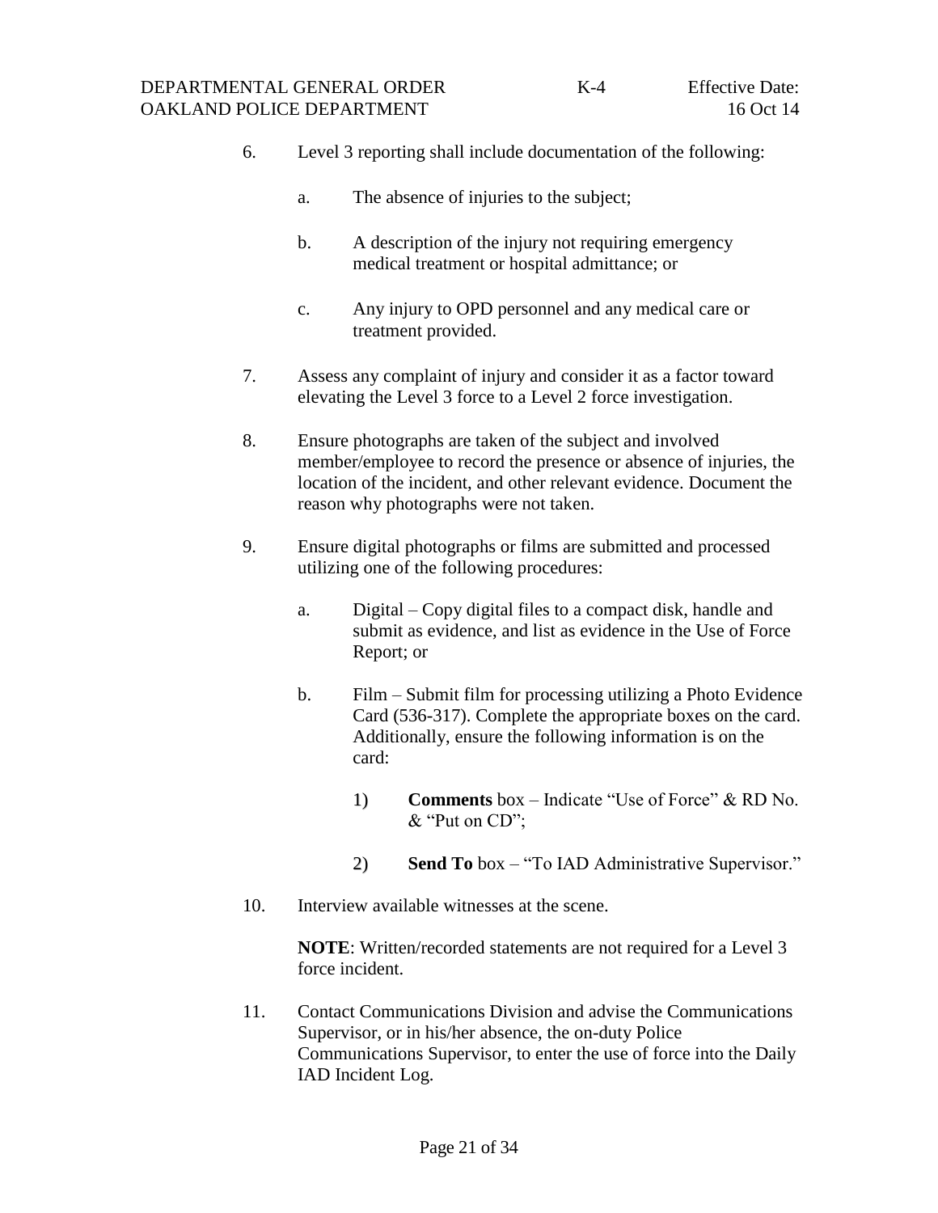6. Level 3 reporting shall include documentation of the following:

   a. The absence of injuries to the subject;

   b. A description of the injury not requiring emergency medical treatment or hospital admittance; or

   c. Any injury to OPD personnel and any medical care or treatment provided.

7. Assess any complaint of injury and consider it as a factor toward elevating the Level 3 force to a Level 2 force investigation.

8. Ensure photographs are taken of the subject and involved member/employee to record the presence or absence of injuries, the location of the incident, and other relevant evidence. Document the reason why photographs were not taken.

9. Ensure digital photographs or films are submitted and processed utilizing one of the following procedures:

   a. Digital – Copy digital files to a compact disk, handle and submit as evidence, and list as evidence in the Use of Force Report; or

   b. Film – Submit film for processing utilizing a Photo Evidence Card (536-317). Complete the appropriate boxes on the card. Additionally, ensure the following information is on the card:

      1) **Comments** box – Indicate "Use of Force" & RD No. & "Put on CD";

      2) **Send To** box – "To IAD Administrative Supervisor."

10. Interview available witnesses at the scene.

    **NOTE**: Written/recorded statements are not required for a Level 3 force incident.

11. Contact Communications Division and advise the Communications Supervisor, or in his/her absence, the on-duty Police Communications Supervisor, to enter the use of force into the Daily IAD Incident Log.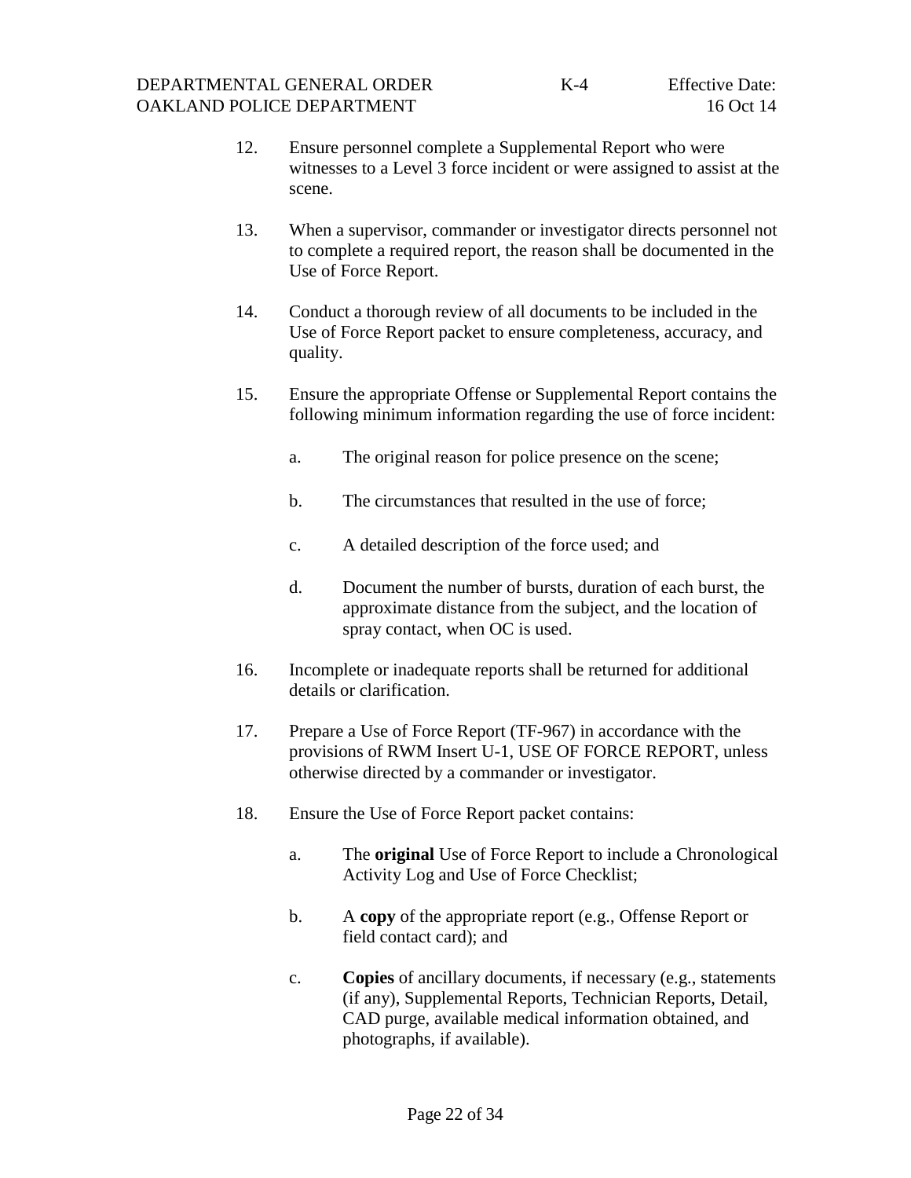12. Ensure personnel complete a Supplemental Report who were witnesses to a Level 3 force incident or were assigned to assist at the scene.

13. When a supervisor, commander or investigator directs personnel not to complete a required report, the reason shall be documented in the Use of Force Report.

14. Conduct a thorough review of all documents to be included in the Use of Force Report packet to ensure completeness, accuracy, and quality.

15. Ensure the appropriate Offense or Supplemental Report contains the following minimum information regarding the use of force incident:

    a. The original reason for police presence on the scene;

    b. The circumstances that resulted in the use of force;

    c. A detailed description of the force used; and

    d. Document the number of bursts, duration of each burst, the approximate distance from the subject, and the location of spray contact, when OC is used.

16. Incomplete or inadequate reports shall be returned for additional details or clarification.

17. Prepare a Use of Force Report (TF-967) in accordance with the provisions of RWM Insert U-1, USE OF FORCE REPORT, unless otherwise directed by a commander or investigator.

18. Ensure the Use of Force Report packet contains:

    a. The **original** Use of Force Report to include a Chronological Activity Log and Use of Force Checklist;

    b. A **copy** of the appropriate report (e.g., Offense Report or field contact card); and

    c. **Copies** of ancillary documents, if necessary (e.g., statements (if any), Supplemental Reports, Technician Reports, Detail, CAD purge, available medical information obtained, and photographs, if available).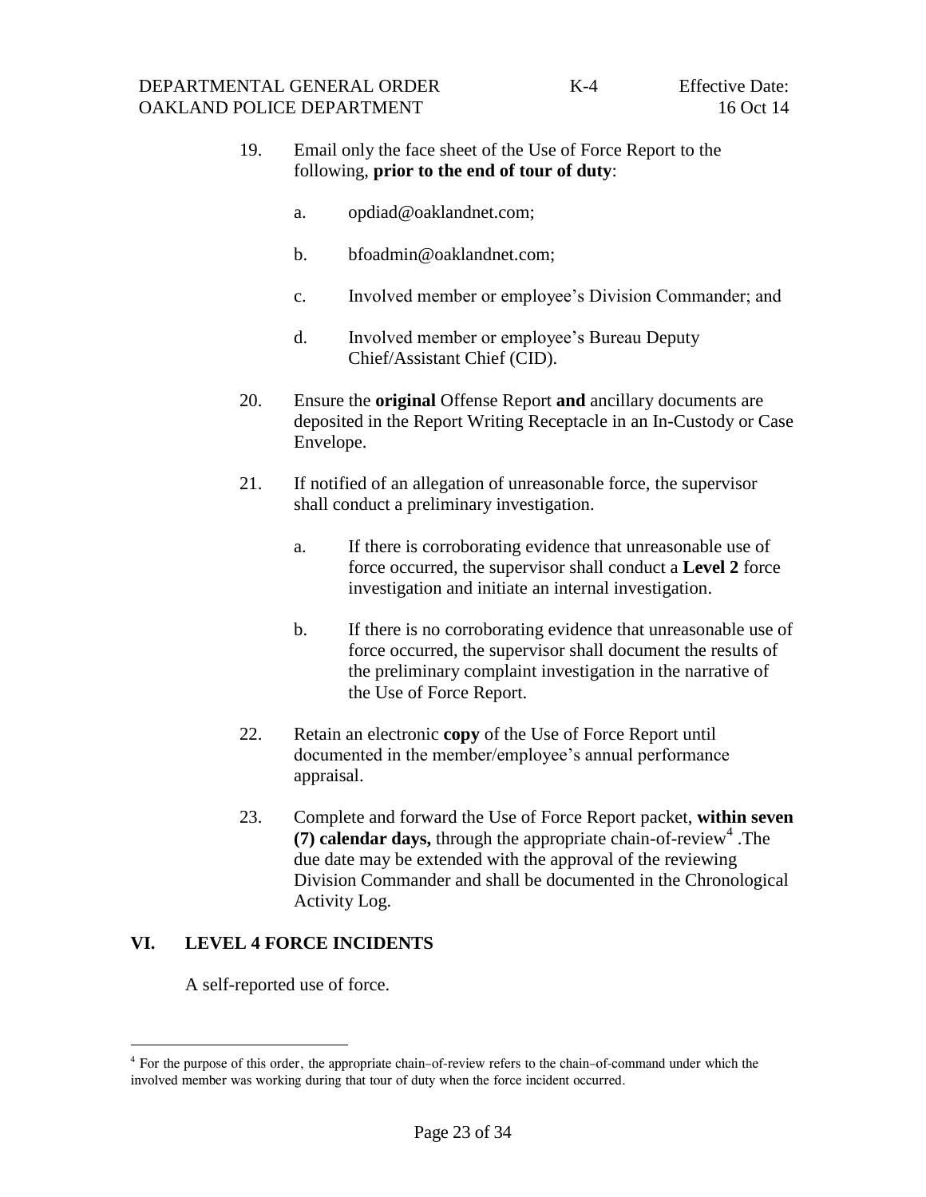19. Email only the face sheet of the Use of Force Report to the following, **prior to the end of tour of duty**:

    a. opdiad@oaklandnet.com;

    b. bfoadmin@oaklandnet.com;

    c. Involved member or employee's Division Commander; and

    d. Involved member or employee's Bureau Deputy Chief/Assistant Chief (CID).

20. Ensure the **original** Offense Report **and** ancillary documents are deposited in the Report Writing Receptacle in an In-Custody or Case Envelope.

21. If notified of an allegation of unreasonable force, the supervisor shall conduct a preliminary investigation.

    a. If there is corroborating evidence that unreasonable use of force occurred, the supervisor shall conduct a **Level 2** force investigation and initiate an internal investigation.

    b. If there is no corroborating evidence that unreasonable use of force occurred, the supervisor shall document the results of the preliminary complaint investigation in the narrative of the Use of Force Report.

22. Retain an electronic **copy** of the Use of Force Report until documented in the member/employee's annual performance appraisal.

23. Complete and forward the Use of Force Report packet, **within seven (7) calendar days,** through the appropriate chain-of-review[4] .The due date may be extended with the approval of the reviewing Division Commander and shall be documented in the Chronological Activity Log.

## VI. LEVEL 4 FORCE INCIDENTS

A self-reported use of force.

---

[4] For the purpose of this order, the appropriate chain-of-review refers to the chain-of-command under which the involved member was working during that tour of duty when the force incident occurred.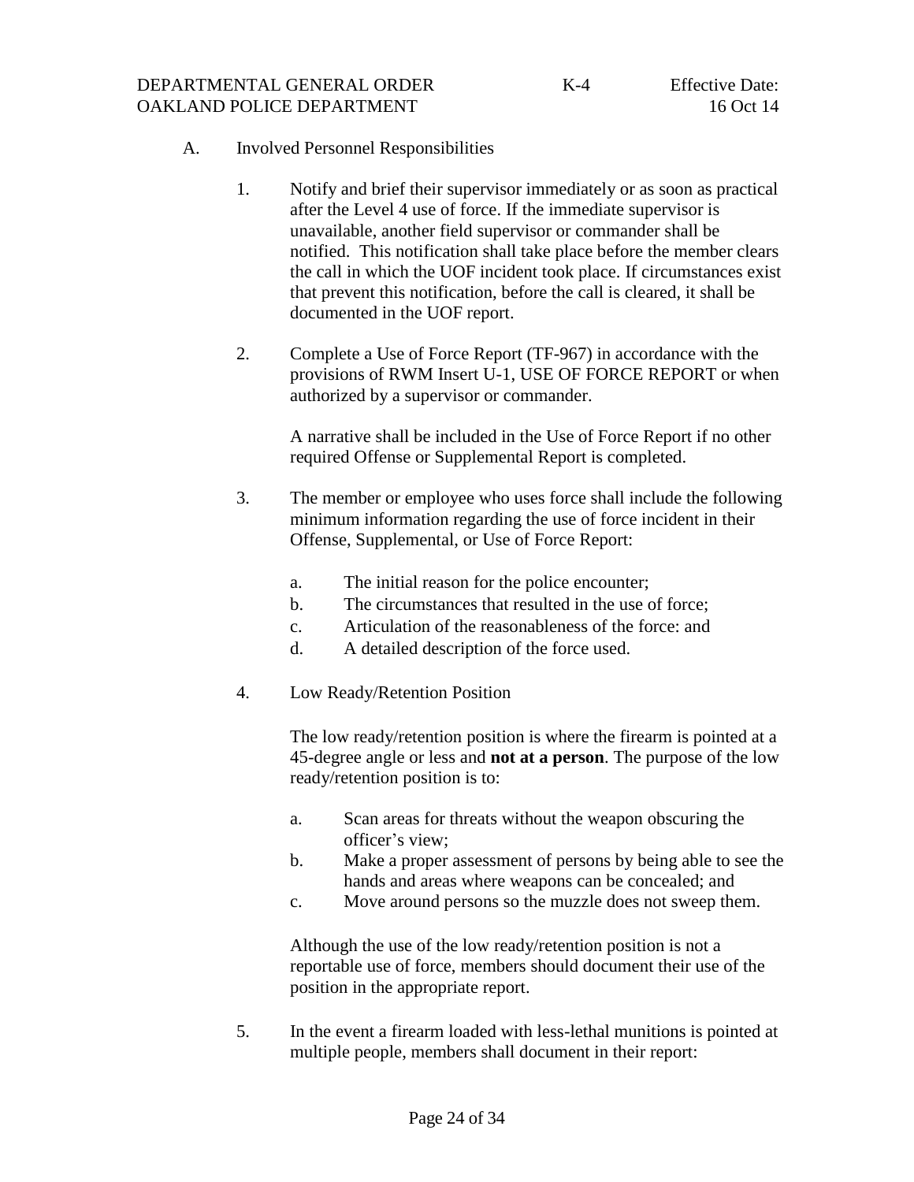A. Involved Personnel Responsibilities

1. Notify and brief their supervisor immediately or as soon as practical after the Level 4 use of force. If the immediate supervisor is unavailable, another field supervisor or commander shall be notified. This notification shall take place before the member clears the call in which the UOF incident took place. If circumstances exist that prevent this notification, before the call is cleared, it shall be documented in the UOF report.

2. Complete a Use of Force Report (TF-967) in accordance with the provisions of RWM Insert U-1, USE OF FORCE REPORT or when authorized by a supervisor or commander.

   A narrative shall be included in the Use of Force Report if no other required Offense or Supplemental Report is completed.

3. The member or employee who uses force shall include the following minimum information regarding the use of force incident in their Offense, Supplemental, or Use of Force Report:

   a. The initial reason for the police encounter;
   b. The circumstances that resulted in the use of force;
   c. Articulation of the reasonableness of the force: and
   d. A detailed description of the force used.

4. Low Ready/Retention Position

   The low ready/retention position is where the firearm is pointed at a 45-degree angle or less and **not at a person**. The purpose of the low ready/retention position is to:

   a. Scan areas for threats without the weapon obscuring the officer's view;
   b. Make a proper assessment of persons by being able to see the hands and areas where weapons can be concealed; and
   c. Move around persons so the muzzle does not sweep them.

   Although the use of the low ready/retention position is not a reportable use of force, members should document their use of the position in the appropriate report.

5. In the event a firearm loaded with less-lethal munitions is pointed at multiple people, members shall document in their report: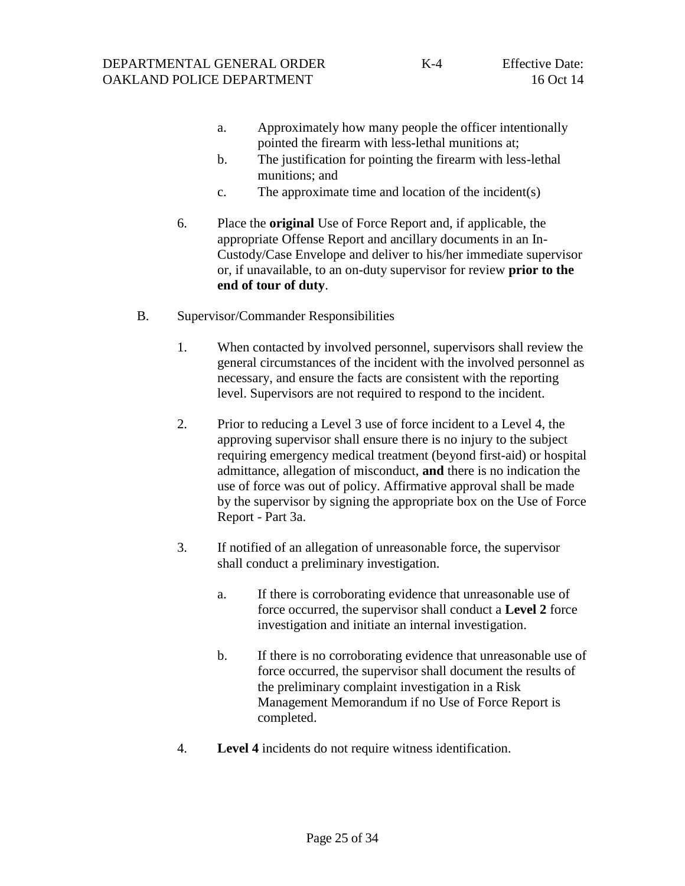a. Approximately how many people the officer intentionally pointed the firearm with less-lethal munitions at;
b. The justification for pointing the firearm with less-lethal munitions; and
c. The approximate time and location of the incident(s)

6. Place the **original** Use of Force Report and, if applicable, the appropriate Offense Report and ancillary documents in an In-Custody/Case Envelope and deliver to his/her immediate supervisor or, if unavailable, to an on-duty supervisor for review **prior to the end of tour of duty**.

B. Supervisor/Commander Responsibilities

1. When contacted by involved personnel, supervisors shall review the general circumstances of the incident with the involved personnel as necessary, and ensure the facts are consistent with the reporting level. Supervisors are not required to respond to the incident.

2. Prior to reducing a Level 3 use of force incident to a Level 4, the approving supervisor shall ensure there is no injury to the subject requiring emergency medical treatment (beyond first-aid) or hospital admittance, allegation of misconduct, **and** there is no indication the use of force was out of policy. Affirmative approval shall be made by the supervisor by signing the appropriate box on the Use of Force Report - Part 3a.

3. If notified of an allegation of unreasonable force, the supervisor shall conduct a preliminary investigation.

   a. If there is corroborating evidence that unreasonable use of force occurred, the supervisor shall conduct a **Level 2** force investigation and initiate an internal investigation.

   b. If there is no corroborating evidence that unreasonable use of force occurred, the supervisor shall document the results of the preliminary complaint investigation in a Risk Management Memorandum if no Use of Force Report is completed.

4. **Level 4** incidents do not require witness identification.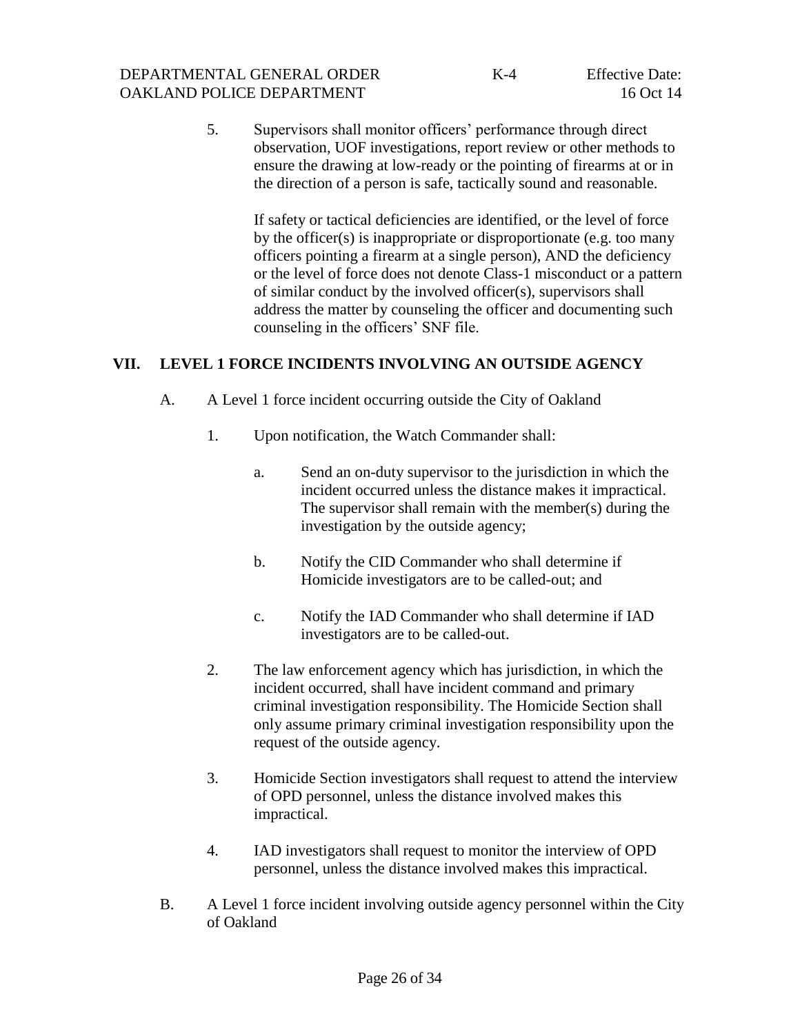5. Supervisors shall monitor officers' performance through direct observation, UOF investigations, report review or other methods to ensure the drawing at low-ready or the pointing of firearms at or in the direction of a person is safe, tactically sound and reasonable.

   If safety or tactical deficiencies are identified, or the level of force by the officer(s) is inappropriate or disproportionate (e.g. too many officers pointing a firearm at a single person), AND the deficiency or the level of force does not denote Class-1 misconduct or a pattern of similar conduct by the involved officer(s), supervisors shall address the matter by counseling the officer and documenting such counseling in the officers' SNF file.

## VII. LEVEL 1 FORCE INCIDENTS INVOLVING AN OUTSIDE AGENCY

A. A Level 1 force incident occurring outside the City of Oakland

   1. Upon notification, the Watch Commander shall:

      a. Send an on-duty supervisor to the jurisdiction in which the incident occurred unless the distance makes it impractical. The supervisor shall remain with the member(s) during the investigation by the outside agency;

      b. Notify the CID Commander who shall determine if Homicide investigators are to be called-out; and

      c. Notify the IAD Commander who shall determine if IAD investigators are to be called-out.

   2. The law enforcement agency which has jurisdiction, in which the incident occurred, shall have incident command and primary criminal investigation responsibility. The Homicide Section shall only assume primary criminal investigation responsibility upon the request of the outside agency.

   3. Homicide Section investigators shall request to attend the interview of OPD personnel, unless the distance involved makes this impractical.

   4. IAD investigators shall request to monitor the interview of OPD personnel, unless the distance involved makes this impractical.

B. A Level 1 force incident involving outside agency personnel within the City of Oakland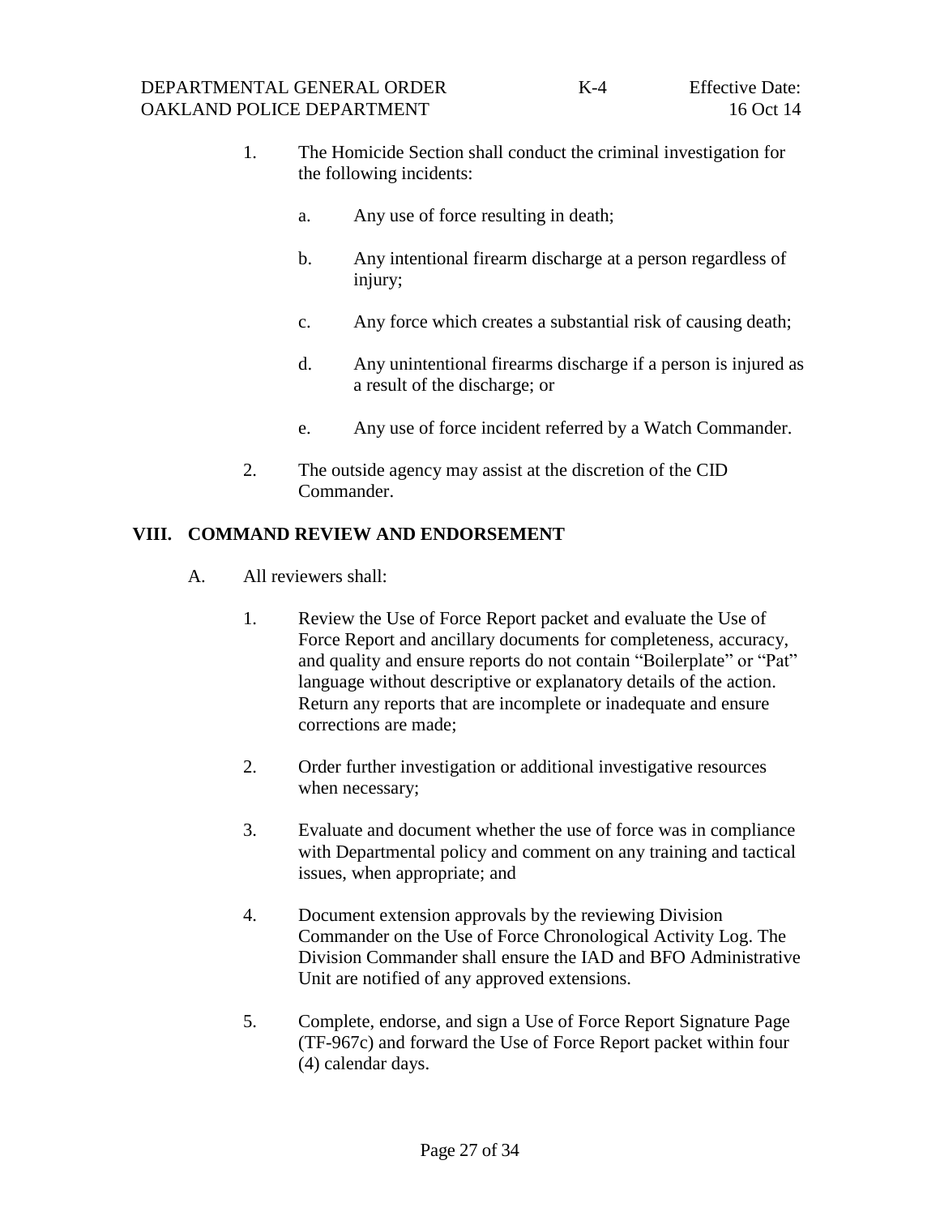1. The Homicide Section shall conduct the criminal investigation for the following incidents:

   a. Any use of force resulting in death;

   b. Any intentional firearm discharge at a person regardless of injury;

   c. Any force which creates a substantial risk of causing death;

   d. Any unintentional firearms discharge if a person is injured as a result of the discharge; or

   e. Any use of force incident referred by a Watch Commander.

2. The outside agency may assist at the discretion of the CID Commander.

## VIII. COMMAND REVIEW AND ENDORSEMENT

A. All reviewers shall:

   1. Review the Use of Force Report packet and evaluate the Use of Force Report and ancillary documents for completeness, accuracy, and quality and ensure reports do not contain “Boilerplate” or “Pat” language without descriptive or explanatory details of the action. Return any reports that are incomplete or inadequate and ensure corrections are made;

   2. Order further investigation or additional investigative resources when necessary;

   3. Evaluate and document whether the use of force was in compliance with Departmental policy and comment on any training and tactical issues, when appropriate; and

   4. Document extension approvals by the reviewing Division Commander on the Use of Force Chronological Activity Log. The Division Commander shall ensure the IAD and BFO Administrative Unit are notified of any approved extensions.

   5. Complete, endorse, and sign a Use of Force Report Signature Page (TF-967c) and forward the Use of Force Report packet within four (4) calendar days.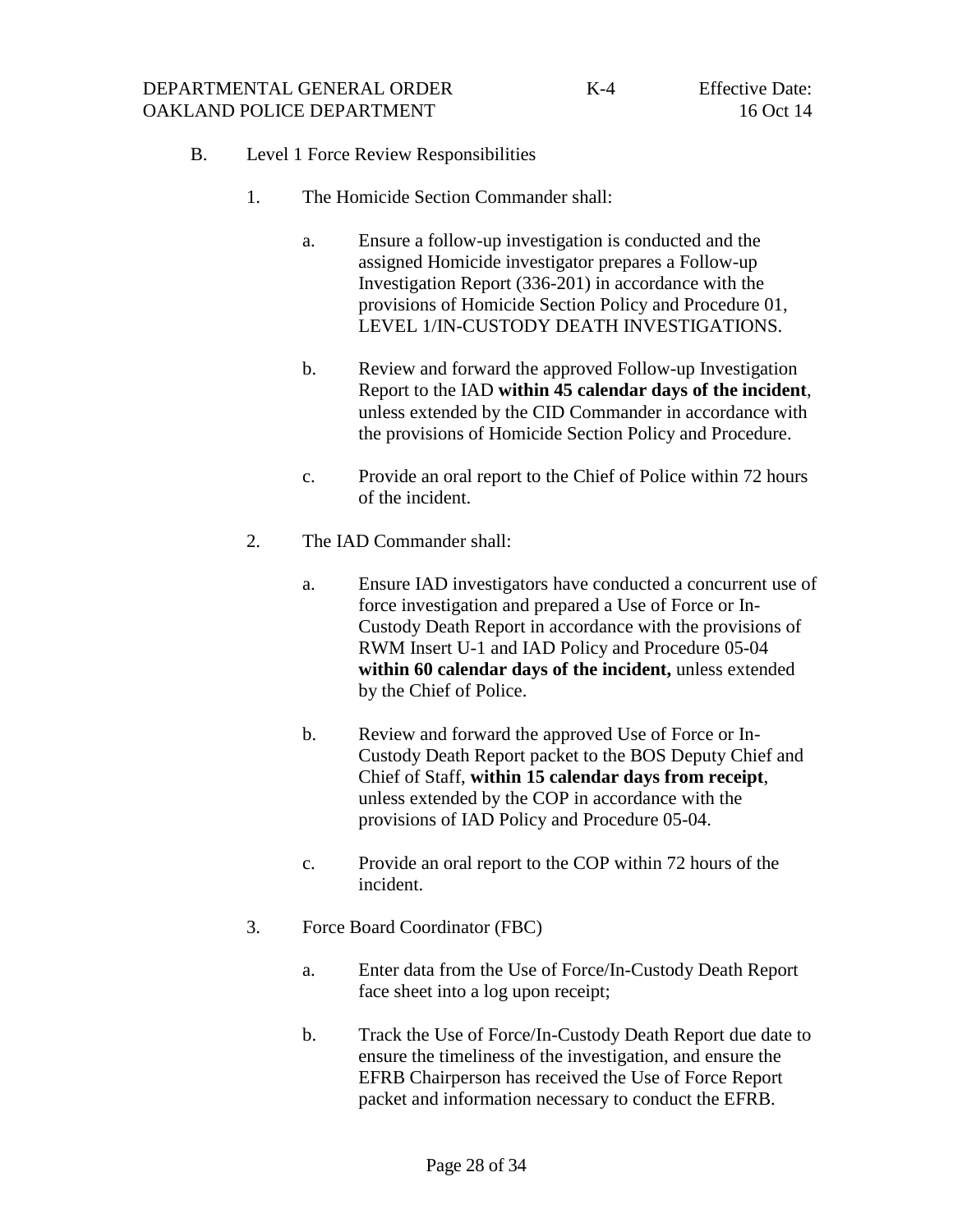B. Level 1 Force Review Responsibilities

1. The Homicide Section Commander shall:

   a. Ensure a follow-up investigation is conducted and the assigned Homicide investigator prepares a Follow-up Investigation Report (336-201) in accordance with the provisions of Homicide Section Policy and Procedure 01, LEVEL 1/IN-CUSTODY DEATH INVESTIGATIONS.

   b. Review and forward the approved Follow-up Investigation Report to the IAD **within 45 calendar days of the incident**, unless extended by the CID Commander in accordance with the provisions of Homicide Section Policy and Procedure.

   c. Provide an oral report to the Chief of Police within 72 hours of the incident.

2. The IAD Commander shall:

   a. Ensure IAD investigators have conducted a concurrent use of force investigation and prepared a Use of Force or In-Custody Death Report in accordance with the provisions of RWM Insert U-1 and IAD Policy and Procedure 05-04 **within 60 calendar days of the incident,** unless extended by the Chief of Police.

   b. Review and forward the approved Use of Force or In-Custody Death Report packet to the BOS Deputy Chief and Chief of Staff, **within 15 calendar days from receipt**, unless extended by the COP in accordance with the provisions of IAD Policy and Procedure 05-04.

   c. Provide an oral report to the COP within 72 hours of the incident.

3. Force Board Coordinator (FBC)

   a. Enter data from the Use of Force/In-Custody Death Report face sheet into a log upon receipt;

   b. Track the Use of Force/In-Custody Death Report due date to ensure the timeliness of the investigation, and ensure the EFRB Chairperson has received the Use of Force Report packet and information necessary to conduct the EFRB.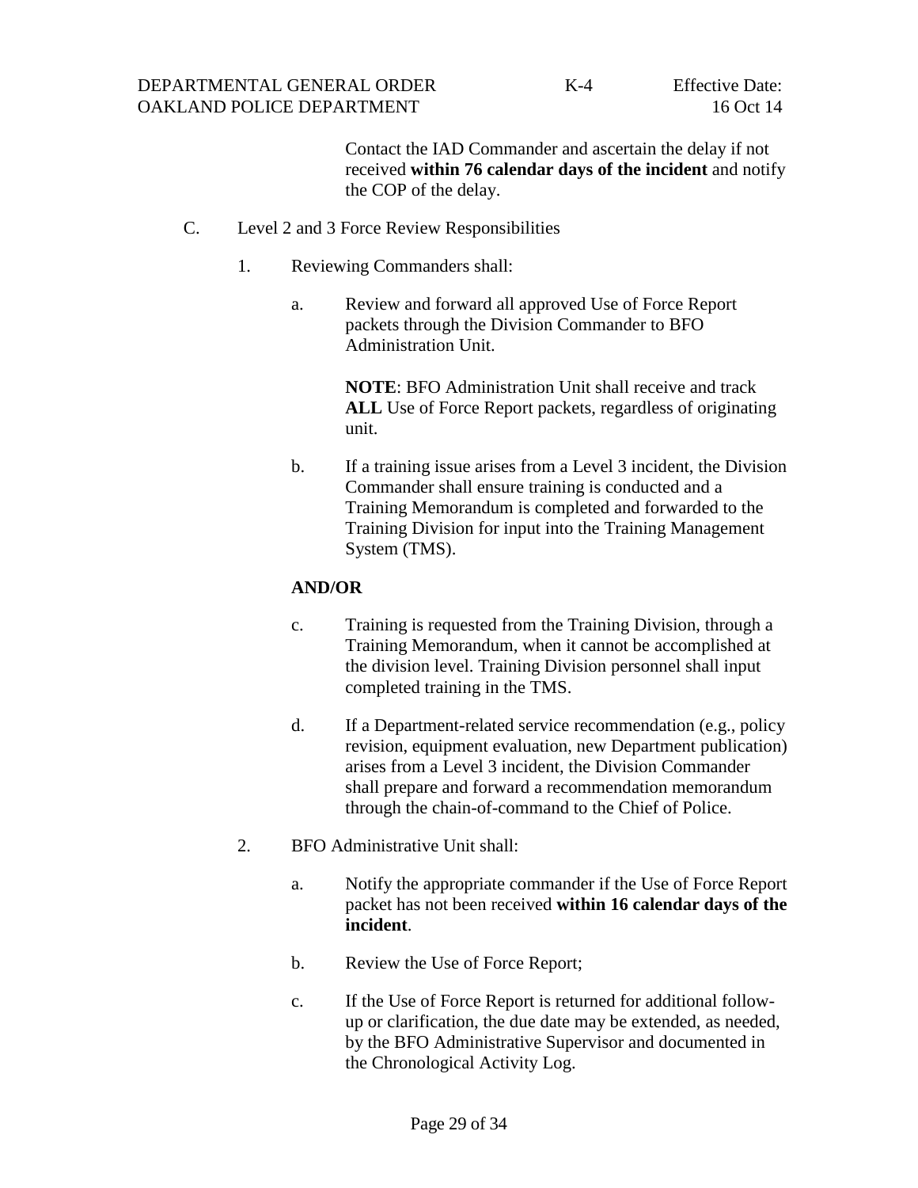Contact the IAD Commander and ascertain the delay if not received **within 76 calendar days of the incident** and notify the COP of the delay.

C. Level 2 and 3 Force Review Responsibilities

1. Reviewing Commanders shall:

   a. Review and forward all approved Use of Force Report packets through the Division Commander to BFO Administration Unit.

      **NOTE**: BFO Administration Unit shall receive and track **ALL** Use of Force Report packets, regardless of originating unit.

   b. If a training issue arises from a Level 3 incident, the Division Commander shall ensure training is conducted and a Training Memorandum is completed and forwarded to the Training Division for input into the Training Management System (TMS).

   **AND/OR**

   c. Training is requested from the Training Division, through a Training Memorandum, when it cannot be accomplished at the division level. Training Division personnel shall input completed training in the TMS.

   d. If a Department-related service recommendation (e.g., policy revision, equipment evaluation, new Department publication) arises from a Level 3 incident, the Division Commander shall prepare and forward a recommendation memorandum through the chain-of-command to the Chief of Police.

2. BFO Administrative Unit shall:

   a. Notify the appropriate commander if the Use of Force Report packet has not been received **within 16 calendar days of the incident**.

   b. Review the Use of Force Report;

   c. If the Use of Force Report is returned for additional follow-up or clarification, the due date may be extended, as needed, by the BFO Administrative Supervisor and documented in the Chronological Activity Log.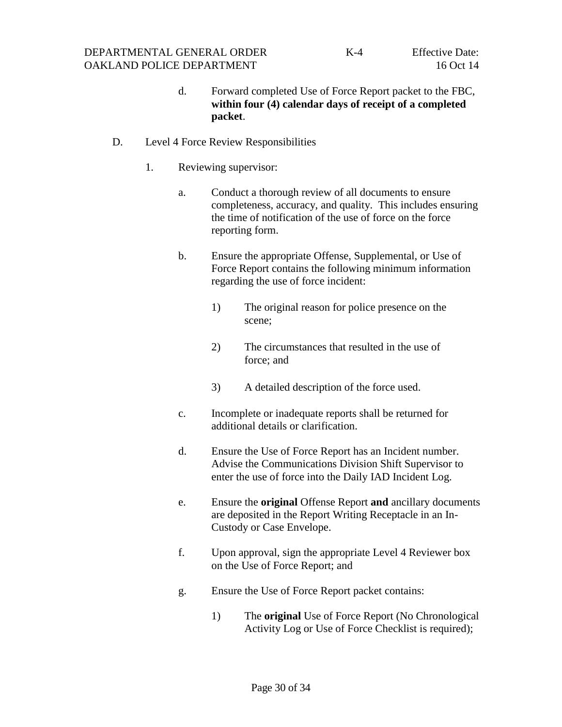d. Forward completed Use of Force Report packet to the FBC, **within four (4) calendar days of receipt of a completed packet**.

D. Level 4 Force Review Responsibilities

1. Reviewing supervisor:

   a. Conduct a thorough review of all documents to ensure completeness, accuracy, and quality. This includes ensuring the time of notification of the use of force on the force reporting form.

   b. Ensure the appropriate Offense, Supplemental, or Use of Force Report contains the following minimum information regarding the use of force incident:

      1) The original reason for police presence on the scene;

      2) The circumstances that resulted in the use of force; and

      3) A detailed description of the force used.

   c. Incomplete or inadequate reports shall be returned for additional details or clarification.

   d. Ensure the Use of Force Report has an Incident number. Advise the Communications Division Shift Supervisor to enter the use of force into the Daily IAD Incident Log.

   e. Ensure the **original** Offense Report **and** ancillary documents are deposited in the Report Writing Receptacle in an In-Custody or Case Envelope.

   f. Upon approval, sign the appropriate Level 4 Reviewer box on the Use of Force Report; and

   g. Ensure the Use of Force Report packet contains:

      1) The **original** Use of Force Report (No Chronological Activity Log or Use of Force Checklist is required);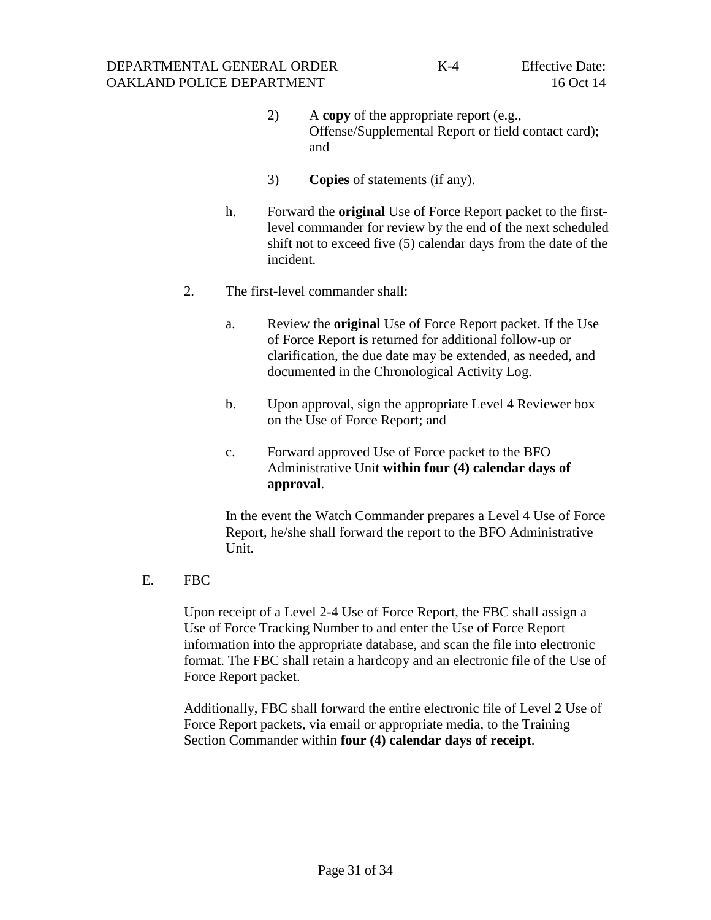2) A **copy** of the appropriate report (e.g., Offense/Supplemental Report or field contact card); and

3) **Copies** of statements (if any).

h. Forward the **original** Use of Force Report packet to the first-level commander for review by the end of the next scheduled shift not to exceed five (5) calendar days from the date of the incident.

2. The first-level commander shall:

a. Review the **original** Use of Force Report packet. If the Use of Force Report is returned for additional follow-up or clarification, the due date may be extended, as needed, and documented in the Chronological Activity Log.

b. Upon approval, sign the appropriate Level 4 Reviewer box on the Use of Force Report; and

c. Forward approved Use of Force packet to the BFO Administrative Unit **within four (4) calendar days of approval**.

In the event the Watch Commander prepares a Level 4 Use of Force Report, he/she shall forward the report to the BFO Administrative Unit.

E. FBC

Upon receipt of a Level 2-4 Use of Force Report, the FBC shall assign a Use of Force Tracking Number to and enter the Use of Force Report information into the appropriate database, and scan the file into electronic format. The FBC shall retain a hardcopy and an electronic file of the Use of Force Report packet.

Additionally, FBC shall forward the entire electronic file of Level 2 Use of Force Report packets, via email or appropriate media, to the Training Section Commander within **four (4) calendar days of receipt**.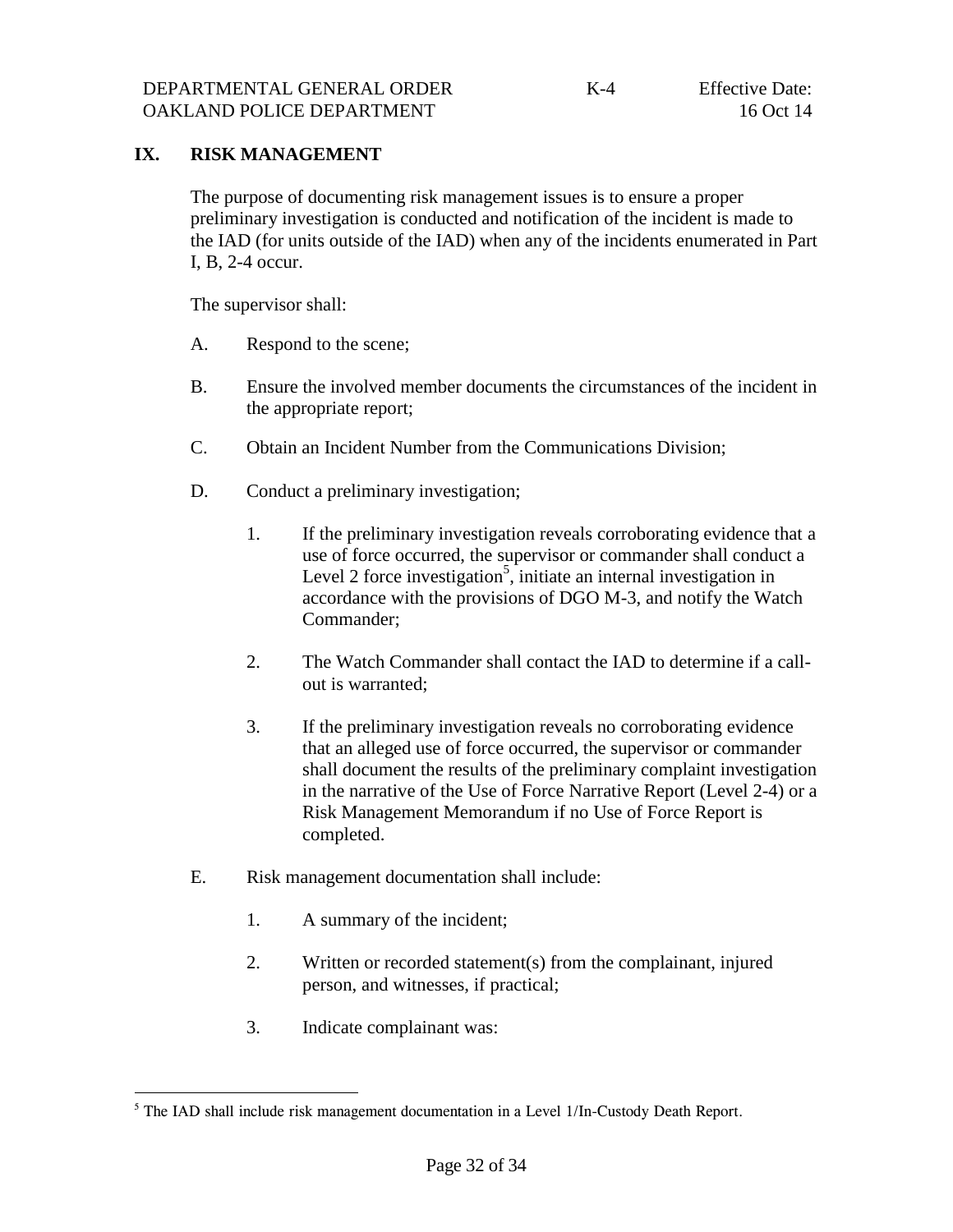## IX. RISK MANAGEMENT

The purpose of documenting risk management issues is to ensure a proper preliminary investigation is conducted and notification of the incident is made to the IAD (for units outside of the IAD) when any of the incidents enumerated in Part I, B, 2-4 occur.

The supervisor shall:

A. Respond to the scene;

B. Ensure the involved member documents the circumstances of the incident in the appropriate report;

C. Obtain an Incident Number from the Communications Division;

D. Conduct a preliminary investigation;

   1. If the preliminary investigation reveals corroborating evidence that a use of force occurred, the supervisor or commander shall conduct a Level 2 force investigation[5], initiate an internal investigation in accordance with the provisions of DGO M-3, and notify the Watch Commander;

   2. The Watch Commander shall contact the IAD to determine if a call-out is warranted;

   3. If the preliminary investigation reveals no corroborating evidence that an alleged use of force occurred, the supervisor or commander shall document the results of the preliminary complaint investigation in the narrative of the Use of Force Narrative Report (Level 2-4) or a Risk Management Memorandum if no Use of Force Report is completed.

E. Risk management documentation shall include:

   1. A summary of the incident;

   2. Written or recorded statement(s) from the complainant, injured person, and witnesses, if practical;

   3. Indicate complainant was:

---

[5] The IAD shall include risk management documentation in a Level 1/In-Custody Death Report.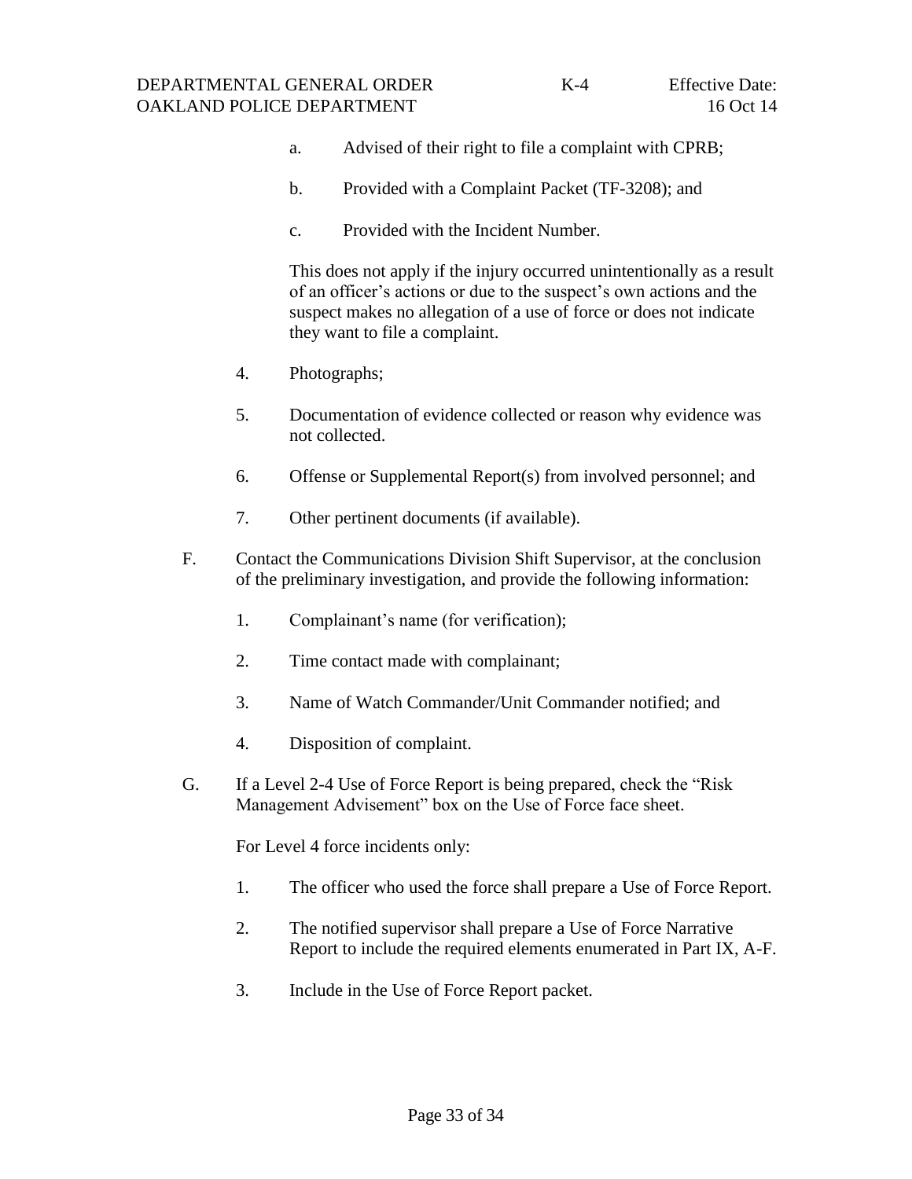a. Advised of their right to file a complaint with CPRB;

b. Provided with a Complaint Packet (TF-3208); and

c. Provided with the Incident Number.

This does not apply if the injury occurred unintentionally as a result of an officer's actions or due to the suspect's own actions and the suspect makes no allegation of a use of force or does not indicate they want to file a complaint.

4. Photographs;

5. Documentation of evidence collected or reason why evidence was not collected.

6. Offense or Supplemental Report(s) from involved personnel; and

7. Other pertinent documents (if available).

F. Contact the Communications Division Shift Supervisor, at the conclusion of the preliminary investigation, and provide the following information:

1. Complainant's name (for verification);

2. Time contact made with complainant;

3. Name of Watch Commander/Unit Commander notified; and

4. Disposition of complaint.

G. If a Level 2-4 Use of Force Report is being prepared, check the "Risk Management Advisement" box on the Use of Force face sheet.

For Level 4 force incidents only:

1. The officer who used the force shall prepare a Use of Force Report.

2. The notified supervisor shall prepare a Use of Force Narrative Report to include the required elements enumerated in Part IX, A-F.

3. Include in the Use of Force Report packet.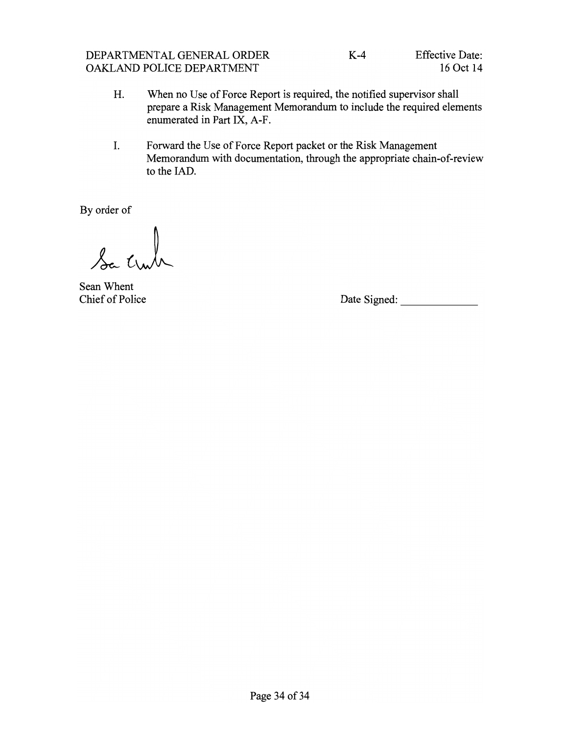H. When no Use of Force Report is required, the notified supervisor shall prepare a Risk Management Memorandum to include the required elements enumerated in Part IX, A-F.

I. Forward the Use of Force Report packet or the Risk Management Memorandum with documentation, through the appropriate chain-of-review to the IAD.

By order of

Sean Whent
Chief of Police

Date Signed: _____________